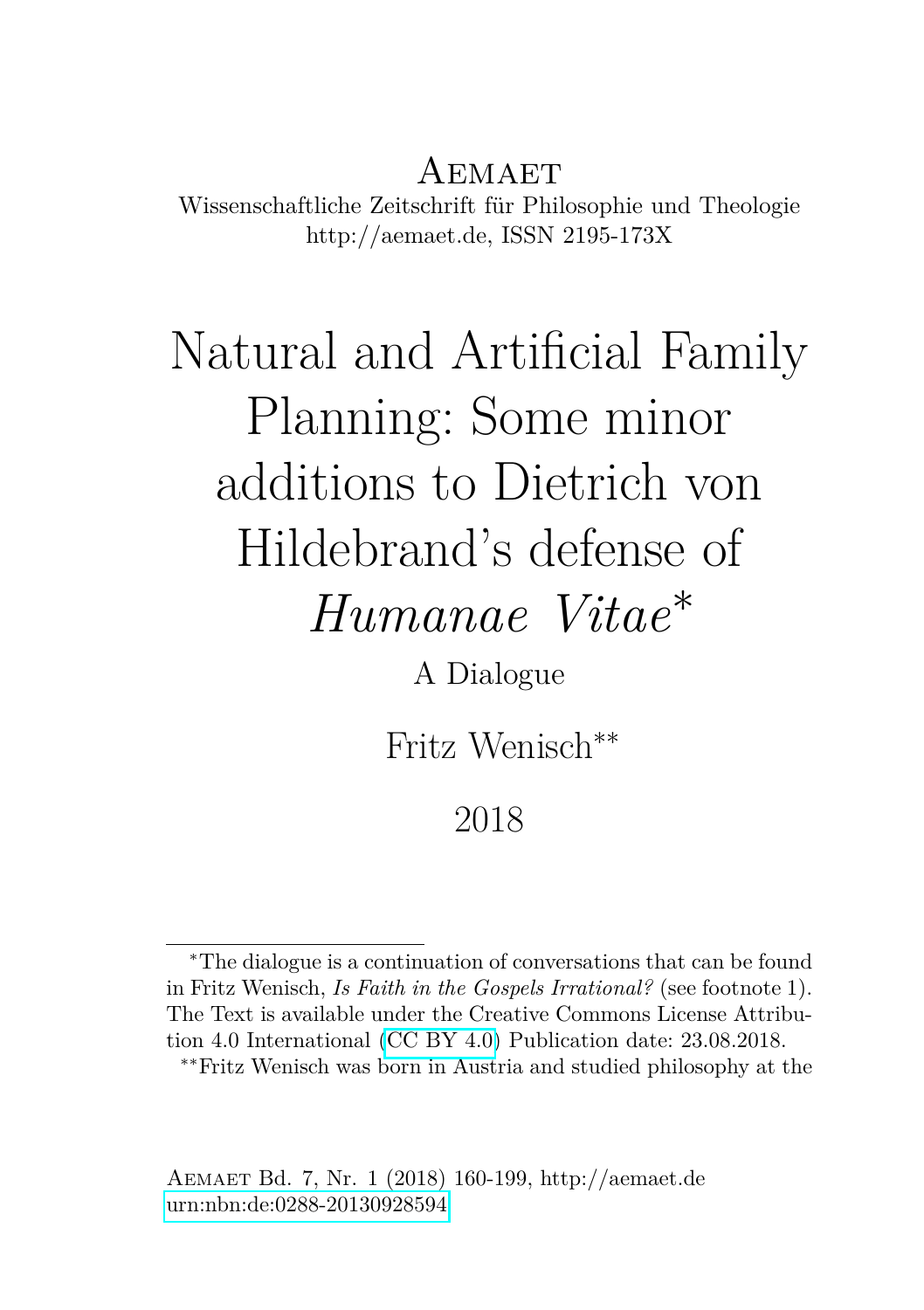Aemaet

Wissenschaftliche Zeitschrift für Philosophie und Theologie
http://aemaet.de, ISSN 2195-173X

# Natural and Artificial Family Planning: Some minor additions to Dietrich von Hildebrand's defense of *Humanae Vitae*[*]

A Dialogue

Fritz Wenisch[**]

2018

---

[*]The dialogue is a continuation of conversations that can be found in Fritz Wenisch, *Is Faith in the Gospels Irrational?* (see footnote 1). The Text is available under the Creative Commons License Attribution 4.0 International (CC BY 4.0) Publication date: 23.08.2018.

[**]Fritz Wenisch was born in Austria and studied philosophy at the

Aemaet Bd. 7, Nr. 1 (2018) 160-199, http://aemaet.de
urn:nbn:de:0288-20130928594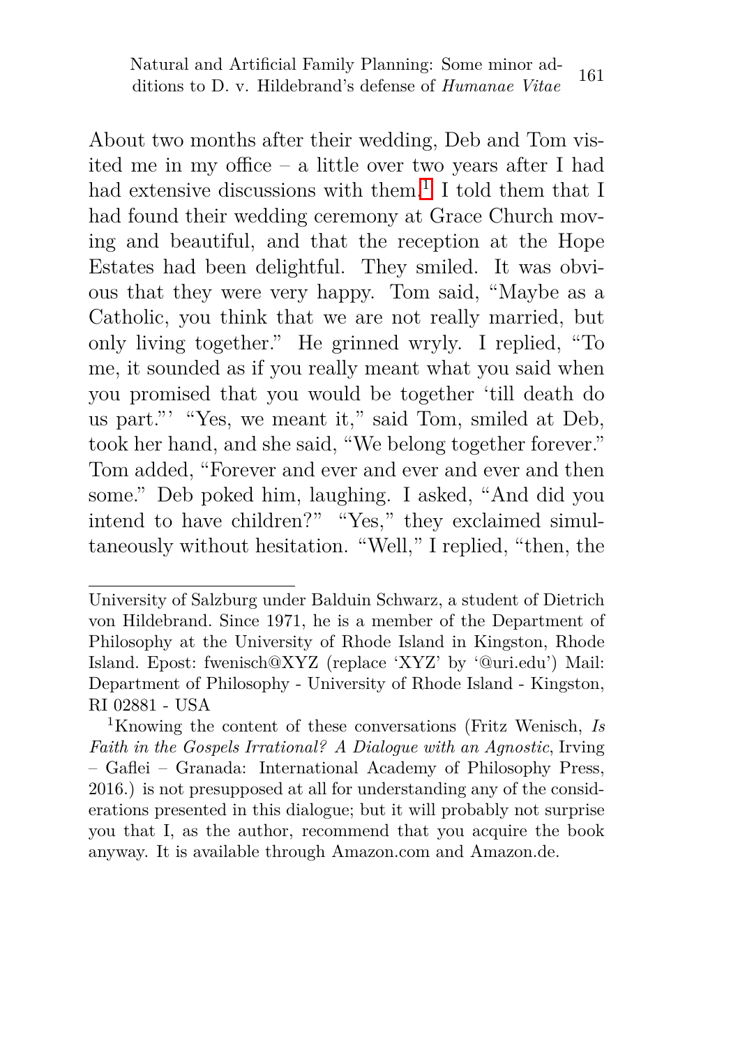About two months after their wedding, Deb and Tom visited me in my office – a little over two years after I had had extensive discussions with them.[1] I told them that I had found their wedding ceremony at Grace Church moving and beautiful, and that the reception at the Hope Estates had been delightful. They smiled. It was obvious that they were very happy. Tom said, "Maybe as a Catholic, you think that we are not really married, but only living together." He grinned wryly. I replied, "To me, it sounded as if you really meant what you said when you promised that you would be together 'till death do us part."' "Yes, we meant it," said Tom, smiled at Deb, took her hand, and she said, "We belong together forever." Tom added, "Forever and ever and ever and ever and then some." Deb poked him, laughing. I asked, "And did you intend to have children?" "Yes," they exclaimed simultaneously without hesitation. "Well," I replied, "then, the

---

University of Salzburg under Balduin Schwarz, a student of Dietrich von Hildebrand. Since 1971, he is a member of the Department of Philosophy at the University of Rhode Island in Kingston, Rhode Island. Epost: fwenisch@XYZ (replace 'XYZ' by '@uri.edu') Mail: Department of Philosophy - University of Rhode Island - Kingston, RI 02881 - USA

[1] Knowing the content of these conversations (Fritz Wenisch, *Is Faith in the Gospels Irrational? A Dialogue with an Agnostic*, Irving – Gaflei – Granada: International Academy of Philosophy Press, 2016.) is not presupposed at all for understanding any of the considerations presented in this dialogue; but it will probably not surprise you that I, as the author, recommend that you acquire the book anyway. It is available through Amazon.com and Amazon.de.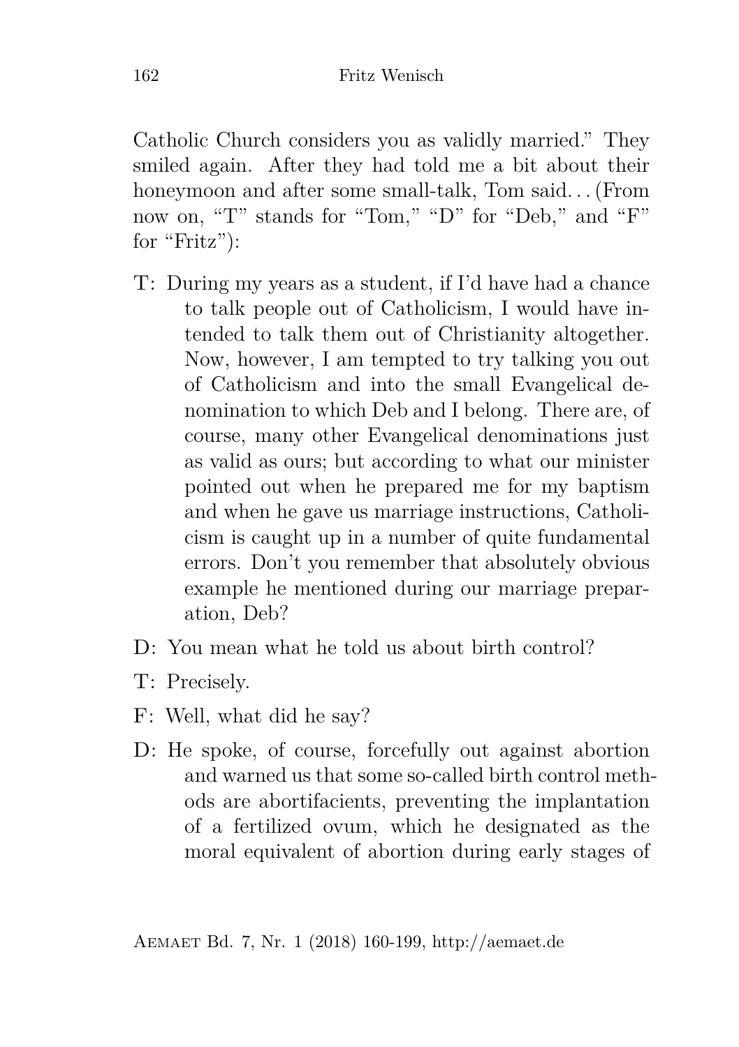Catholic Church considers you as validly married." They smiled again. After they had told me a bit about their honeymoon and after some small-talk, Tom said... (From now on, "T" stands for "Tom," "D" for "Deb," and "F" for "Fritz"):

T: During my years as a student, if I'd have had a chance to talk people out of Catholicism, I would have intended to talk them out of Christianity altogether. Now, however, I am tempted to try talking you out of Catholicism and into the small Evangelical denomination to which Deb and I belong. There are, of course, many other Evangelical denominations just as valid as ours; but according to what our minister pointed out when he prepared me for my baptism and when he gave us marriage instructions, Catholicism is caught up in a number of quite fundamental errors. Don't you remember that absolutely obvious example he mentioned during our marriage preparation, Deb?

D: You mean what he told us about birth control?

T: Precisely.

F: Well, what did he say?

D: He spoke, of course, forcefully out against abortion and warned us that some so-called birth control methods are abortifacients, preventing the implantation of a fertilized ovum, which he designated as the moral equivalent of abortion during early stages of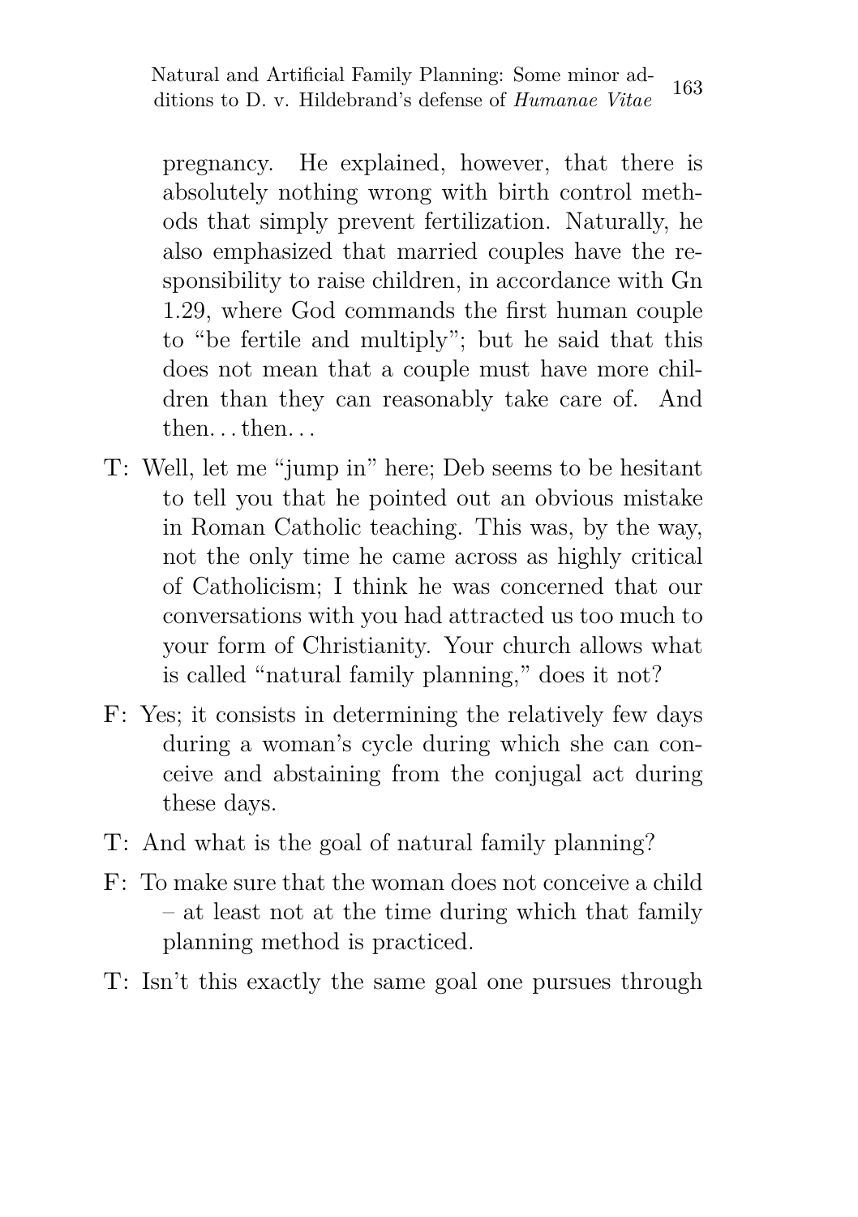pregnancy. He explained, however, that there is absolutely nothing wrong with birth control methods that simply prevent fertilization. Naturally, he also emphasized that married couples have the responsibility to raise children, in accordance with Gn 1.29, where God commands the first human couple to "be fertile and multiply"; but he said that this does not mean that a couple must have more children than they can reasonably take care of. And then. . . then. . .

T: Well, let me "jump in" here; Deb seems to be hesitant to tell you that he pointed out an obvious mistake in Roman Catholic teaching. This was, by the way, not the only time he came across as highly critical of Catholicism; I think he was concerned that our conversations with you had attracted us too much to your form of Christianity. Your church allows what is called "natural family planning," does it not?

F: Yes; it consists in determining the relatively few days during a woman's cycle during which she can conceive and abstaining from the conjugal act during these days.

T: And what is the goal of natural family planning?

F: To make sure that the woman does not conceive a child – at least not at the time during which that family planning method is practiced.

T: Isn't this exactly the same goal one pursues through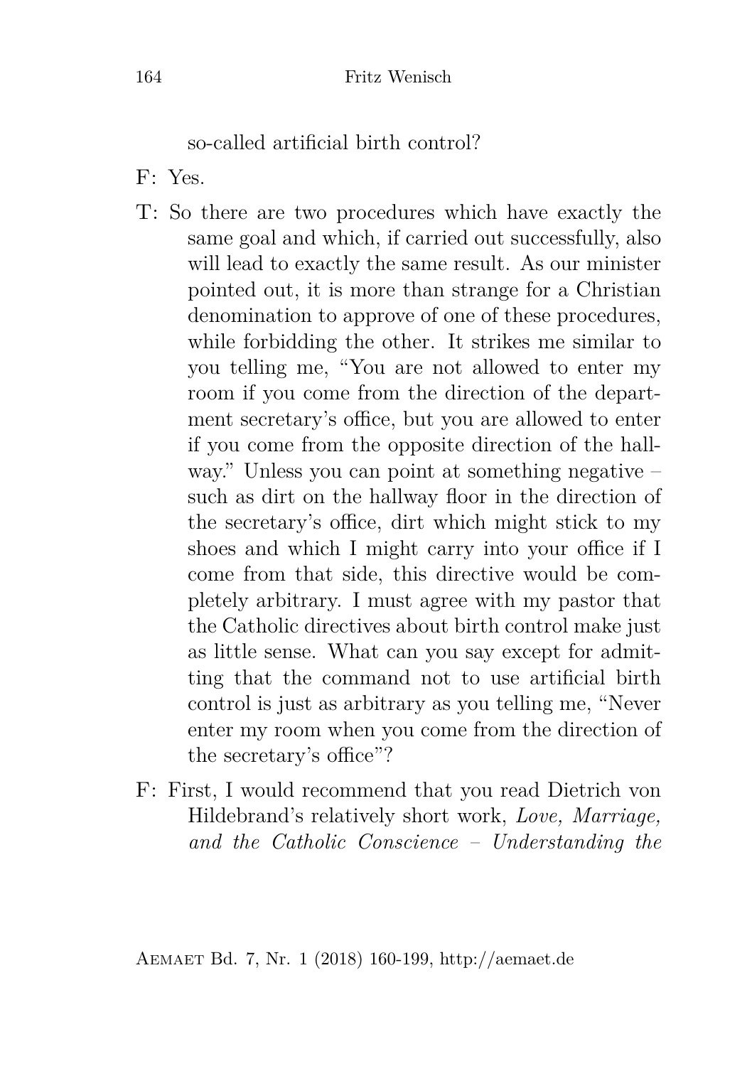so-called artificial birth control?

F: Yes.

T: So there are two procedures which have exactly the same goal and which, if carried out successfully, also will lead to exactly the same result. As our minister pointed out, it is more than strange for a Christian denomination to approve of one of these procedures, while forbidding the other. It strikes me similar to you telling me, "You are not allowed to enter my room if you come from the direction of the department secretary's office, but you are allowed to enter if you come from the opposite direction of the hallway." Unless you can point at something negative – such as dirt on the hallway floor in the direction of the secretary's office, dirt which might stick to my shoes and which I might carry into your office if I come from that side, this directive would be completely arbitrary. I must agree with my pastor that the Catholic directives about birth control make just as little sense. What can you say except for admitting that the command not to use artificial birth control is just as arbitrary as you telling me, "Never enter my room when you come from the direction of the secretary's office"?

F: First, I would recommend that you read Dietrich von Hildebrand's relatively short work, *Love, Marriage, and the Catholic Conscience – Understanding the*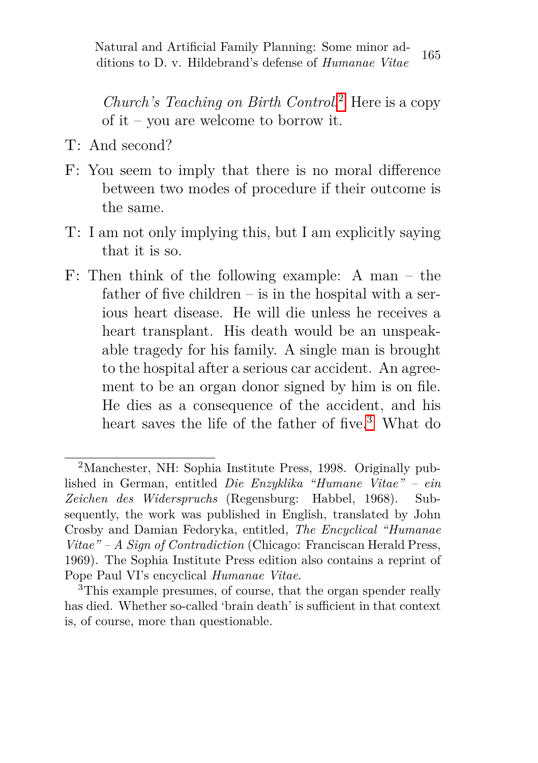*Church's Teaching on Birth Control*.[2] Here is a copy of it – you are welcome to borrow it.

T: And second?

F: You seem to imply that there is no moral difference between two modes of procedure if their outcome is the same.

T: I am not only implying this, but I am explicitly saying that it is so.

F: Then think of the following example: A man – the father of five children – is in the hospital with a serious heart disease. He will die unless he receives a heart transplant. His death would be an unspeakable tragedy for his family. A single man is brought to the hospital after a serious car accident. An agreement to be an organ donor signed by him is on file. He dies as a consequence of the accident, and his heart saves the life of the father of five.[3] What do

---

[2] Manchester, NH: Sophia Institute Press, 1998. Originally published in German, entitled *Die Enzyklika "Humane Vitae" – ein Zeichen des Widerspruchs* (Regensburg: Habbel, 1968). Subsequently, the work was published in English, translated by John Crosby and Damian Fedoryka, entitled, *The Encyclical "Humanae Vitae" – A Sign of Contradiction* (Chicago: Franciscan Herald Press, 1969). The Sophia Institute Press edition also contains a reprint of Pope Paul VI's encyclical *Humanae Vitae*.

[3] This example presumes, of course, that the organ spender really has died. Whether so-called 'brain death' is sufficient in that context is, of course, more than questionable.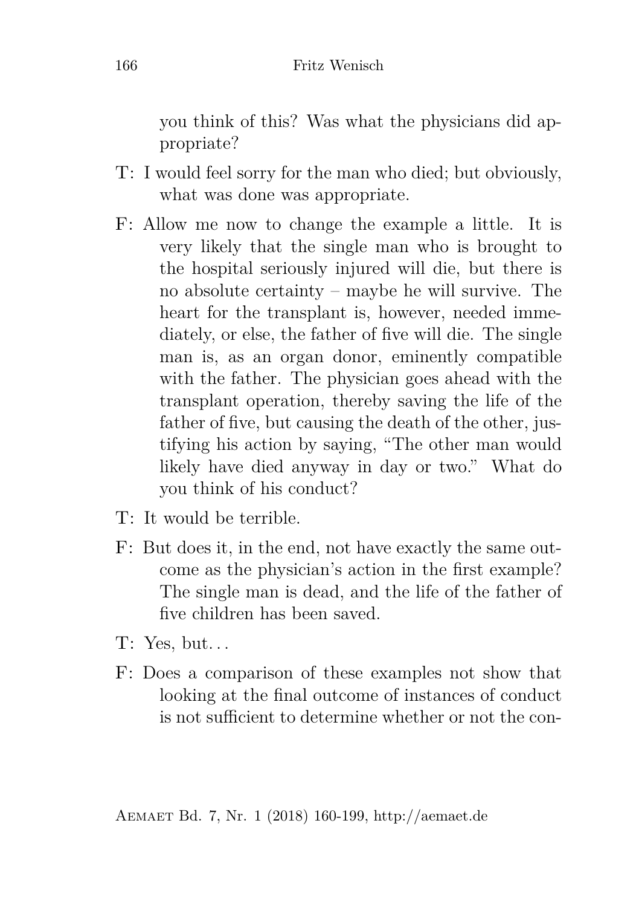you think of this? Was what the physicians did appropriate?

T: I would feel sorry for the man who died; but obviously, what was done was appropriate.

F: Allow me now to change the example a little. It is very likely that the single man who is brought to the hospital seriously injured will die, but there is no absolute certainty – maybe he will survive. The heart for the transplant is, however, needed immediately, or else, the father of five will die. The single man is, as an organ donor, eminently compatible with the father. The physician goes ahead with the transplant operation, thereby saving the life of the father of five, but causing the death of the other, justifying his action by saying, "The other man would likely have died anyway in day or two." What do you think of his conduct?

T: It would be terrible.

F: But does it, in the end, not have exactly the same outcome as the physician's action in the first example? The single man is dead, and the life of the father of five children has been saved.

T: Yes, but…

F: Does a comparison of these examples not show that looking at the final outcome of instances of conduct is not sufficient to determine whether or not the con-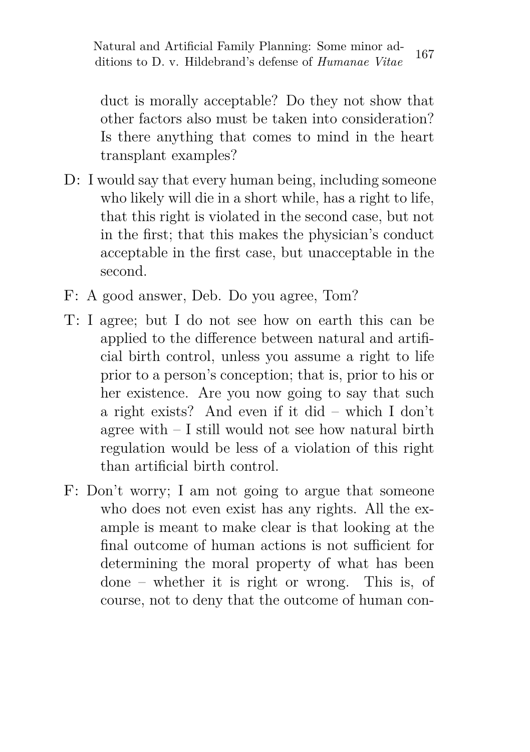duct is morally acceptable? Do they not show that other factors also must be taken into consideration? Is there anything that comes to mind in the heart transplant examples?

D: I would say that every human being, including someone who likely will die in a short while, has a right to life, that this right is violated in the second case, but not in the first; that this makes the physician's conduct acceptable in the first case, but unacceptable in the second.

F: A good answer, Deb. Do you agree, Tom?

T: I agree; but I do not see how on earth this can be applied to the difference between natural and artificial birth control, unless you assume a right to life prior to a person's conception; that is, prior to his or her existence. Are you now going to say that such a right exists? And even if it did – which I don't agree with – I still would not see how natural birth regulation would be less of a violation of this right than artificial birth control.

F: Don't worry; I am not going to argue that someone who does not even exist has any rights. All the example is meant to make clear is that looking at the final outcome of human actions is not sufficient for determining the moral property of what has been done – whether it is right or wrong. This is, of course, not to deny that the outcome of human con-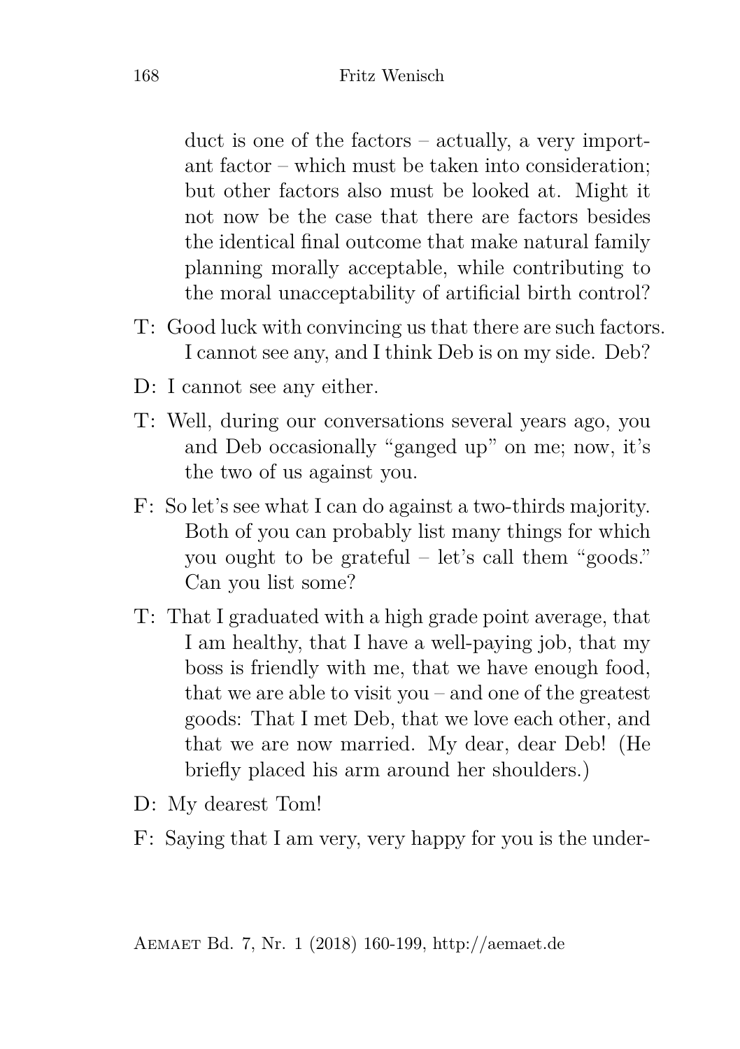duct is one of the factors – actually, a very important factor – which must be taken into consideration; but other factors also must be looked at. Might it not now be the case that there are factors besides the identical final outcome that make natural family planning morally acceptable, while contributing to the moral unacceptability of artificial birth control?

T: Good luck with convincing us that there are such factors. I cannot see any, and I think Deb is on my side. Deb?

D: I cannot see any either.

T: Well, during our conversations several years ago, you and Deb occasionally "ganged up" on me; now, it's the two of us against you.

F: So let's see what I can do against a two-thirds majority. Both of you can probably list many things for which you ought to be grateful – let's call them "goods." Can you list some?

T: That I graduated with a high grade point average, that I am healthy, that I have a well-paying job, that my boss is friendly with me, that we have enough food, that we are able to visit you – and one of the greatest goods: That I met Deb, that we love each other, and that we are now married. My dear, dear Deb! (He briefly placed his arm around her shoulders.)

D: My dearest Tom!

F: Saying that I am very, very happy for you is the under-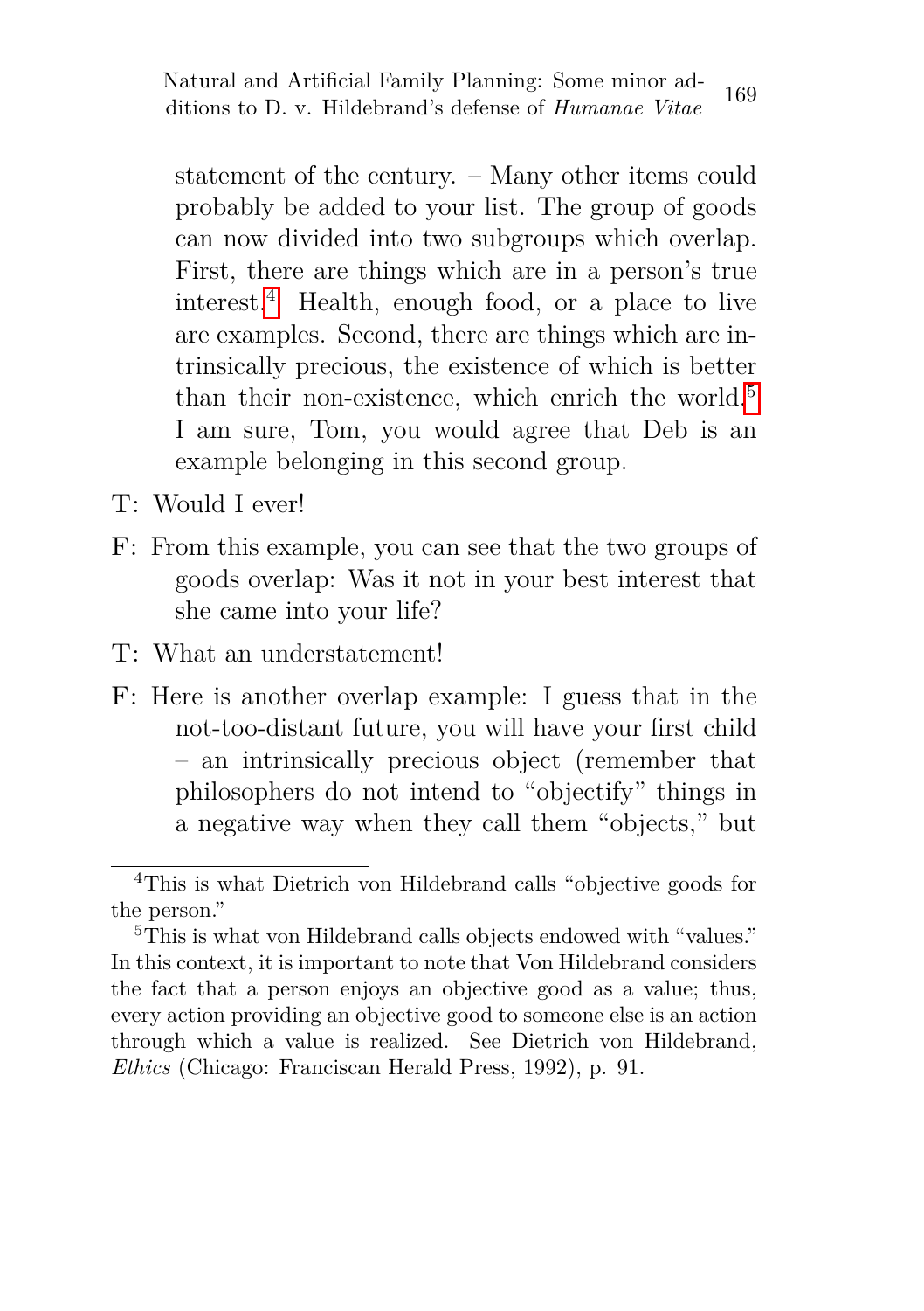statement of the century. – Many other items could probably be added to your list. The group of goods can now divided into two subgroups which overlap. First, there are things which are in a person's true interest.[4] Health, enough food, or a place to live are examples. Second, there are things which are intrinsically precious, the existence of which is better than their non-existence, which enrich the world.[5] I am sure, Tom, you would agree that Deb is an example belonging in this second group.

T: Would I ever!

F: From this example, you can see that the two groups of goods overlap: Was it not in your best interest that she came into your life?

T: What an understatement!

F: Here is another overlap example: I guess that in the not-too-distant future, you will have your first child – an intrinsically precious object (remember that philosophers do not intend to "objectify" things in a negative way when they call them "objects," but

---

[4] This is what Dietrich von Hildebrand calls "objective goods for the person."

[5] This is what von Hildebrand calls objects endowed with "values." In this context, it is important to note that Von Hildebrand considers the fact that a person enjoys an objective good as a value; thus, every action providing an objective good to someone else is an action through which a value is realized. See Dietrich von Hildebrand, *Ethics* (Chicago: Franciscan Herald Press, 1992), p. 91.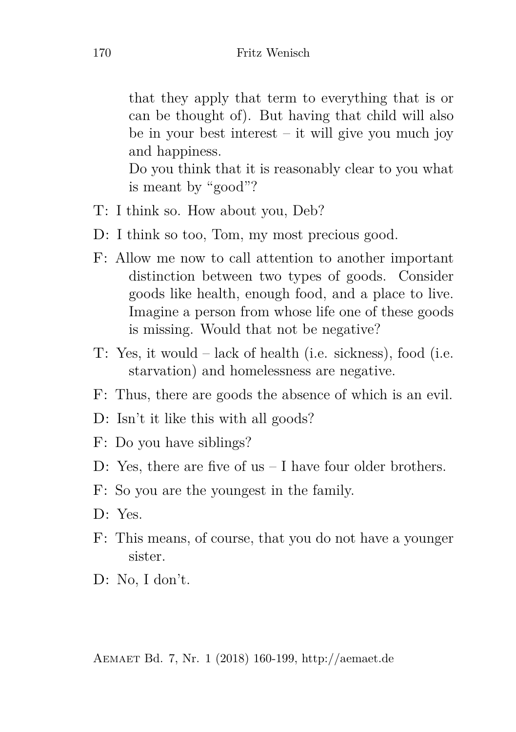that they apply that term to everything that is or can be thought of). But having that child will also be in your best interest – it will give you much joy and happiness.

Do you think that it is reasonably clear to you what is meant by "good"?

T: I think so. How about you, Deb?

D: I think so too, Tom, my most precious good.

F: Allow me now to call attention to another important distinction between two types of goods. Consider goods like health, enough food, and a place to live. Imagine a person from whose life one of these goods is missing. Would that not be negative?

T: Yes, it would – lack of health (i.e. sickness), food (i.e. starvation) and homelessness are negative.

F: Thus, there are goods the absence of which is an evil.

D: Isn't it like this with all goods?

F: Do you have siblings?

D: Yes, there are five of us – I have four older brothers.

F: So you are the youngest in the family.

D: Yes.

F: This means, of course, that you do not have a younger sister.

D: No, I don't.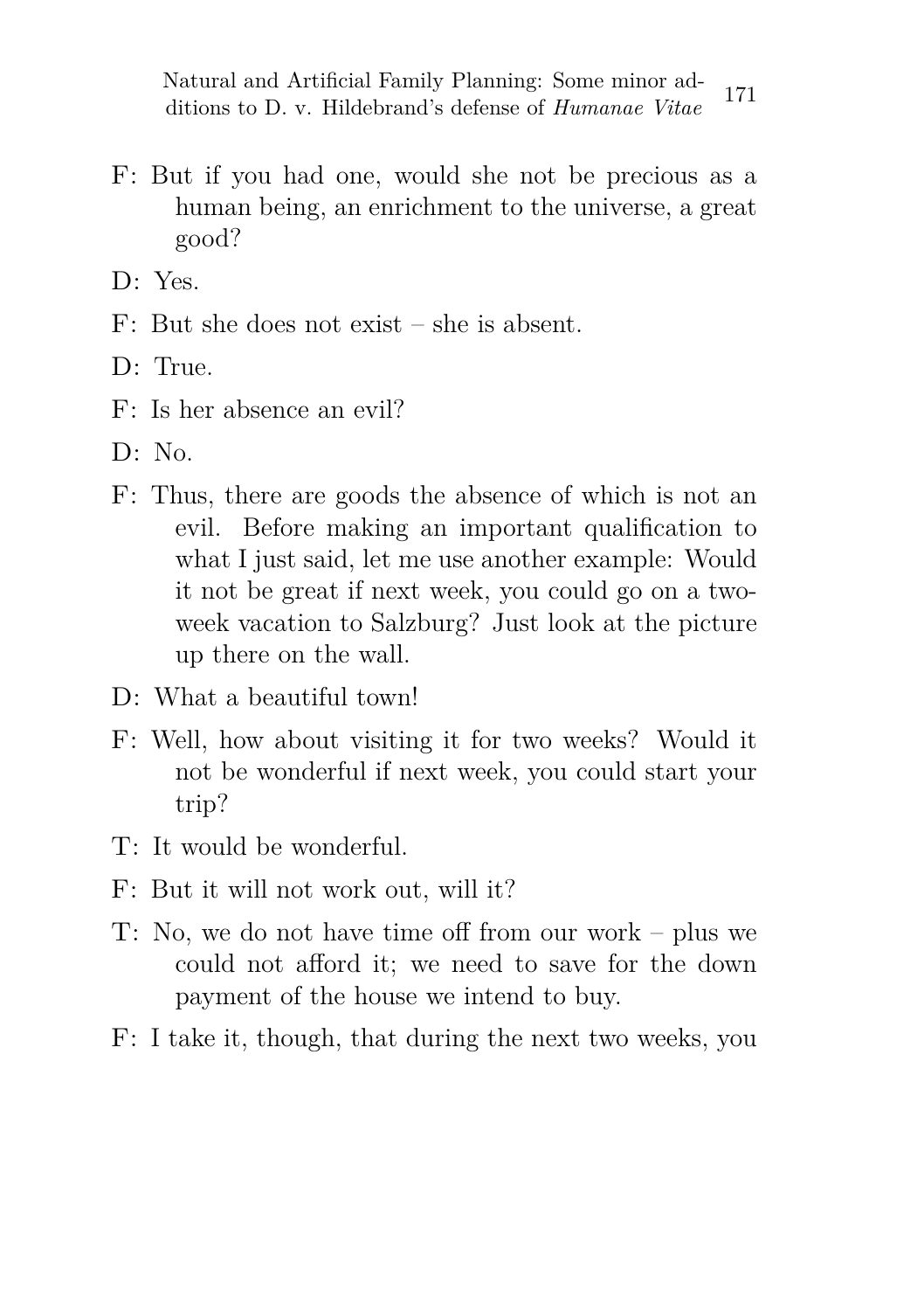F: But if you had one, would she not be precious as a human being, an enrichment to the universe, a great good?

D: Yes.

F: But she does not exist – she is absent.

D: True.

F: Is her absence an evil?

D: No.

F: Thus, there are goods the absence of which is not an evil. Before making an important qualification to what I just said, let me use another example: Would it not be great if next week, you could go on a two-week vacation to Salzburg? Just look at the picture up there on the wall.

D: What a beautiful town!

F: Well, how about visiting it for two weeks? Would it not be wonderful if next week, you could start your trip?

T: It would be wonderful.

F: But it will not work out, will it?

T: No, we do not have time off from our work – plus we could not afford it; we need to save for the down payment of the house we intend to buy.

F: I take it, though, that during the next two weeks, you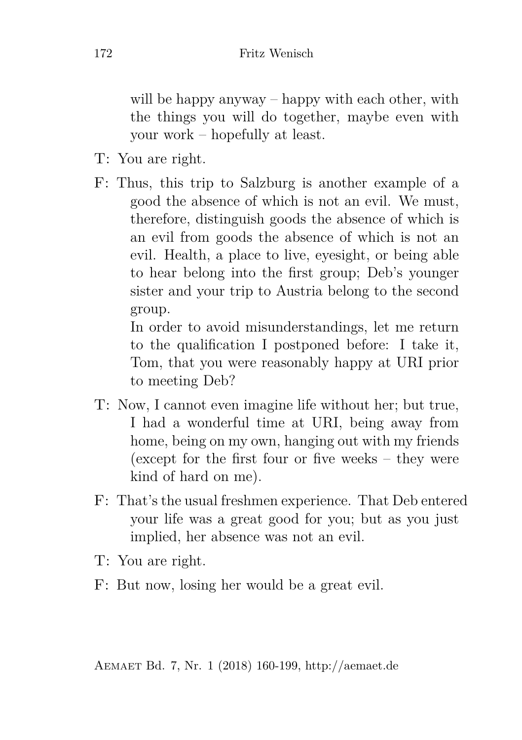will be happy anyway – happy with each other, with the things you will do together, maybe even with your work – hopefully at least.

T: You are right.

F: Thus, this trip to Salzburg is another example of a good the absence of which is not an evil. We must, therefore, distinguish goods the absence of which is an evil from goods the absence of which is not an evil. Health, a place to live, eyesight, or being able to hear belong into the first group; Deb's younger sister and your trip to Austria belong to the second group.

In order to avoid misunderstandings, let me return to the qualification I postponed before: I take it, Tom, that you were reasonably happy at URI prior to meeting Deb?

T: Now, I cannot even imagine life without her; but true, I had a wonderful time at URI, being away from home, being on my own, hanging out with my friends (except for the first four or five weeks – they were kind of hard on me).

F: That's the usual freshmen experience. That Deb entered your life was a great good for you; but as you just implied, her absence was not an evil.

T: You are right.

F: But now, losing her would be a great evil.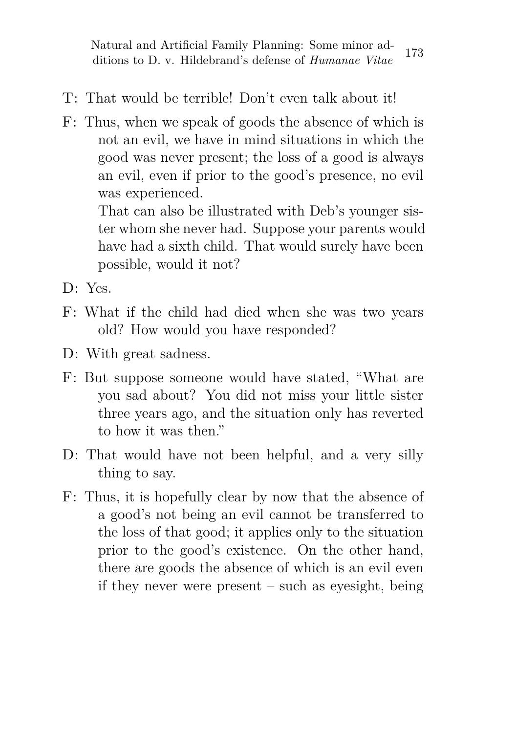T: That would be terrible! Don't even talk about it!

F: Thus, when we speak of goods the absence of which is not an evil, we have in mind situations in which the good was never present; the loss of a good is always an evil, even if prior to the good's presence, no evil was experienced.

That can also be illustrated with Deb's younger sister whom she never had. Suppose your parents would have had a sixth child. That would surely have been possible, would it not?

D: Yes.

F: What if the child had died when she was two years old? How would you have responded?

D: With great sadness.

F: But suppose someone would have stated, "What are you sad about? You did not miss your little sister three years ago, and the situation only has reverted to how it was then."

D: That would have not been helpful, and a very silly thing to say.

F: Thus, it is hopefully clear by now that the absence of a good's not being an evil cannot be transferred to the loss of that good; it applies only to the situation prior to the good's existence. On the other hand, there are goods the absence of which is an evil even if they never were present – such as eyesight, being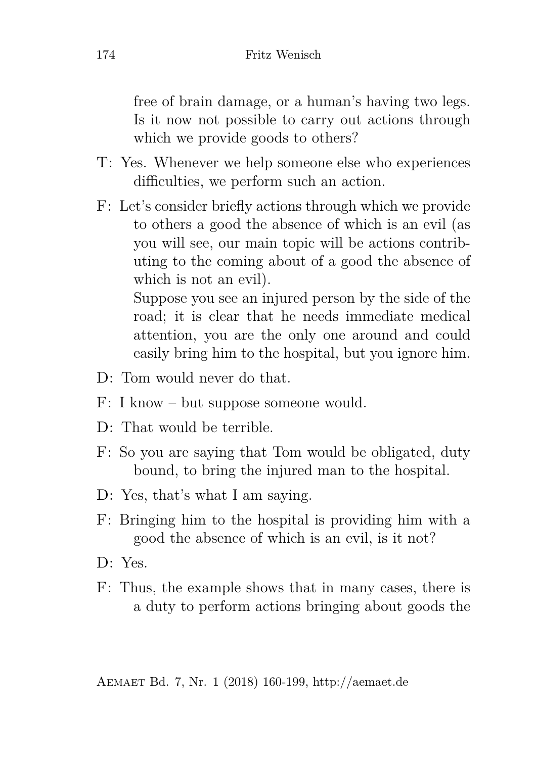free of brain damage, or a human's having two legs. Is it now not possible to carry out actions through which we provide goods to others?

T: Yes. Whenever we help someone else who experiences difficulties, we perform such an action.

F: Let's consider briefly actions through which we provide to others a good the absence of which is an evil (as you will see, our main topic will be actions contributing to the coming about of a good the absence of which is not an evil).
Suppose you see an injured person by the side of the road; it is clear that he needs immediate medical attention, you are the only one around and could easily bring him to the hospital, but you ignore him.

D: Tom would never do that.

F: I know – but suppose someone would.

D: That would be terrible.

F: So you are saying that Tom would be obligated, duty bound, to bring the injured man to the hospital.

D: Yes, that's what I am saying.

F: Bringing him to the hospital is providing him with a good the absence of which is an evil, is it not?

D: Yes.

F: Thus, the example shows that in many cases, there is a duty to perform actions bringing about goods the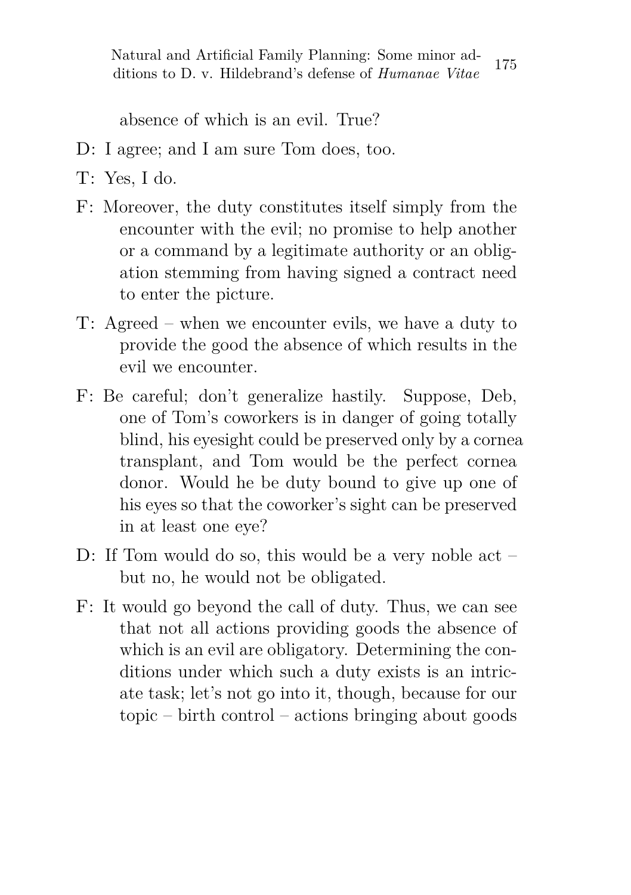absence of which is an evil. True?

D: I agree; and I am sure Tom does, too.

T: Yes, I do.

F: Moreover, the duty constitutes itself simply from the encounter with the evil; no promise to help another or a command by a legitimate authority or an obligation stemming from having signed a contract need to enter the picture.

T: Agreed – when we encounter evils, we have a duty to provide the good the absence of which results in the evil we encounter.

F: Be careful; don't generalize hastily. Suppose, Deb, one of Tom's coworkers is in danger of going totally blind, his eyesight could be preserved only by a cornea transplant, and Tom would be the perfect cornea donor. Would he be duty bound to give up one of his eyes so that the coworker's sight can be preserved in at least one eye?

D: If Tom would do so, this would be a very noble act – but no, he would not be obligated.

F: It would go beyond the call of duty. Thus, we can see that not all actions providing goods the absence of which is an evil are obligatory. Determining the conditions under which such a duty exists is an intricate task; let's not go into it, though, because for our topic – birth control – actions bringing about goods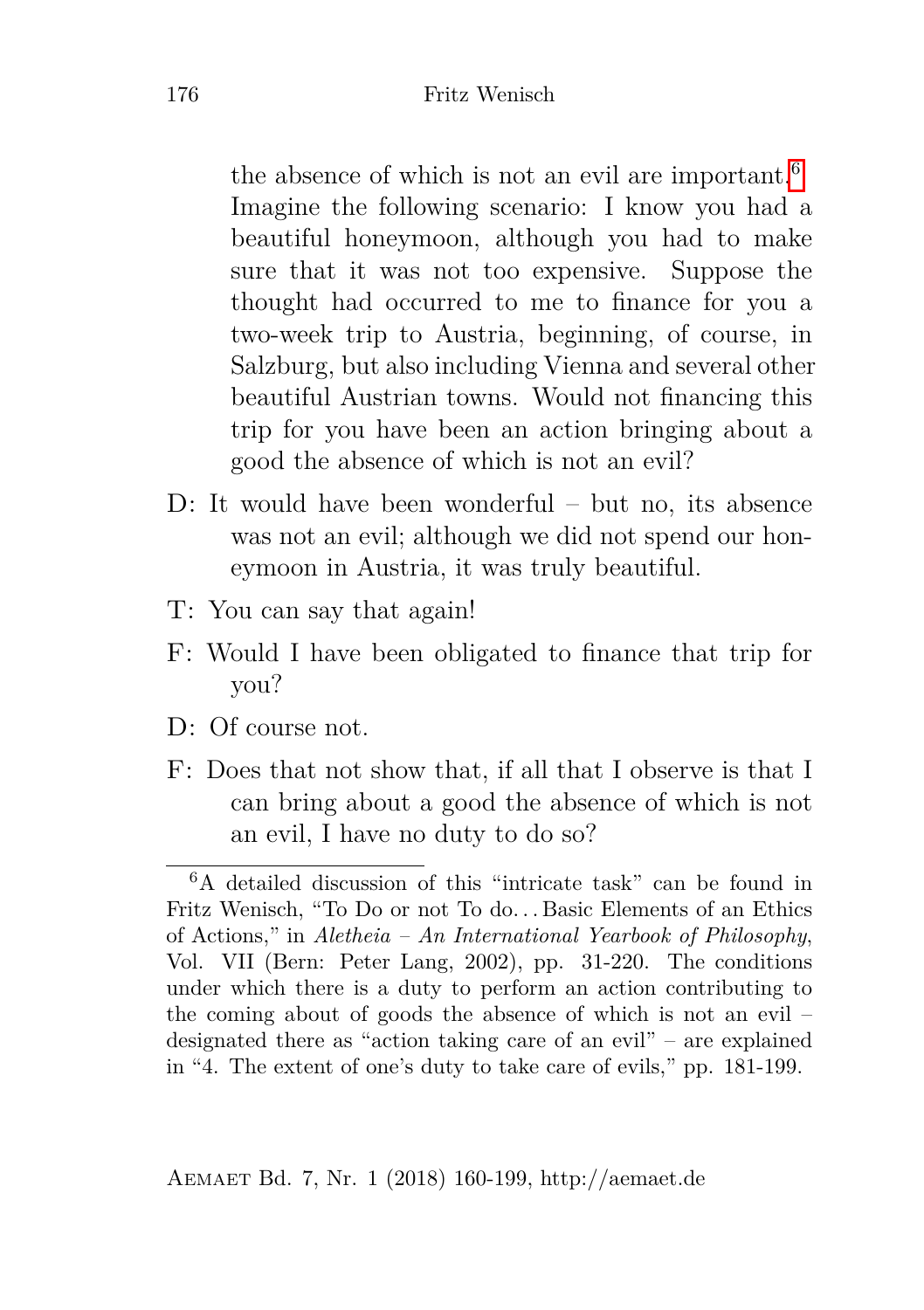the absence of which is not an evil are important.[6] Imagine the following scenario: I know you had a beautiful honeymoon, although you had to make sure that it was not too expensive. Suppose the thought had occurred to me to finance for you a two-week trip to Austria, beginning, of course, in Salzburg, but also including Vienna and several other beautiful Austrian towns. Would not financing this trip for you have been an action bringing about a good the absence of which is not an evil?

D: It would have been wonderful – but no, its absence was not an evil; although we did not spend our honeymoon in Austria, it was truly beautiful.

T: You can say that again!

F: Would I have been obligated to finance that trip for you?

D: Of course not.

F: Does that not show that, if all that I observe is that I can bring about a good the absence of which is not an evil, I have no duty to do so?

---

[6] A detailed discussion of this "intricate task" can be found in Fritz Wenisch, "To Do or not To do. . . Basic Elements of an Ethics of Actions," in *Aletheia – An International Yearbook of Philosophy*, Vol. VII (Bern: Peter Lang, 2002), pp. 31-220. The conditions under which there is a duty to perform an action contributing to the coming about of goods the absence of which is not an evil – designated there as "action taking care of an evil" – are explained in "4. The extent of one's duty to take care of evils," pp. 181-199.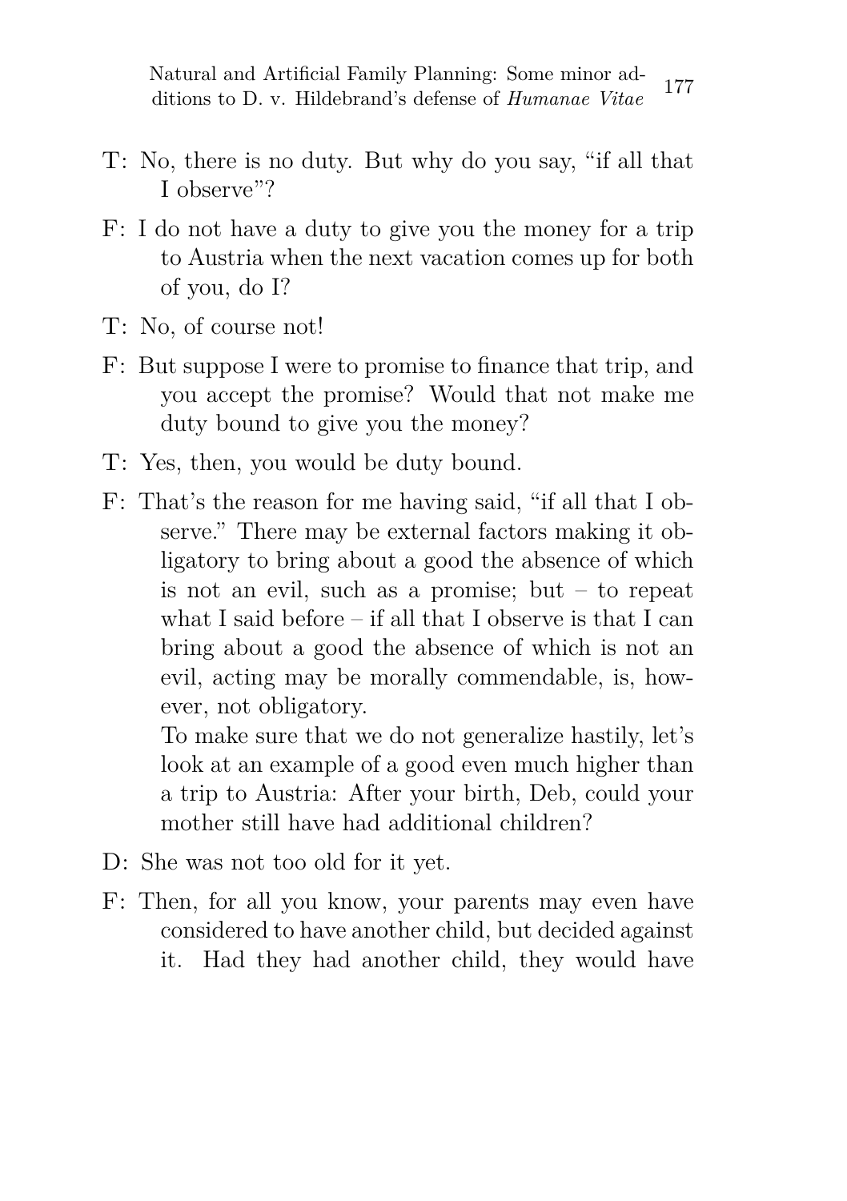T: No, there is no duty. But why do you say, "if all that I observe"?

F: I do not have a duty to give you the money for a trip to Austria when the next vacation comes up for both of you, do I?

T: No, of course not!

F: But suppose I were to promise to finance that trip, and you accept the promise? Would that not make me duty bound to give you the money?

T: Yes, then, you would be duty bound.

F: That's the reason for me having said, "if all that I observe." There may be external factors making it obligatory to bring about a good the absence of which is not an evil, such as a promise; but – to repeat what I said before – if all that I observe is that I can bring about a good the absence of which is not an evil, acting may be morally commendable, is, however, not obligatory.
To make sure that we do not generalize hastily, let's look at an example of a good even much higher than a trip to Austria: After your birth, Deb, could your mother still have had additional children?

D: She was not too old for it yet.

F: Then, for all you know, your parents may even have considered to have another child, but decided against it. Had they had another child, they would have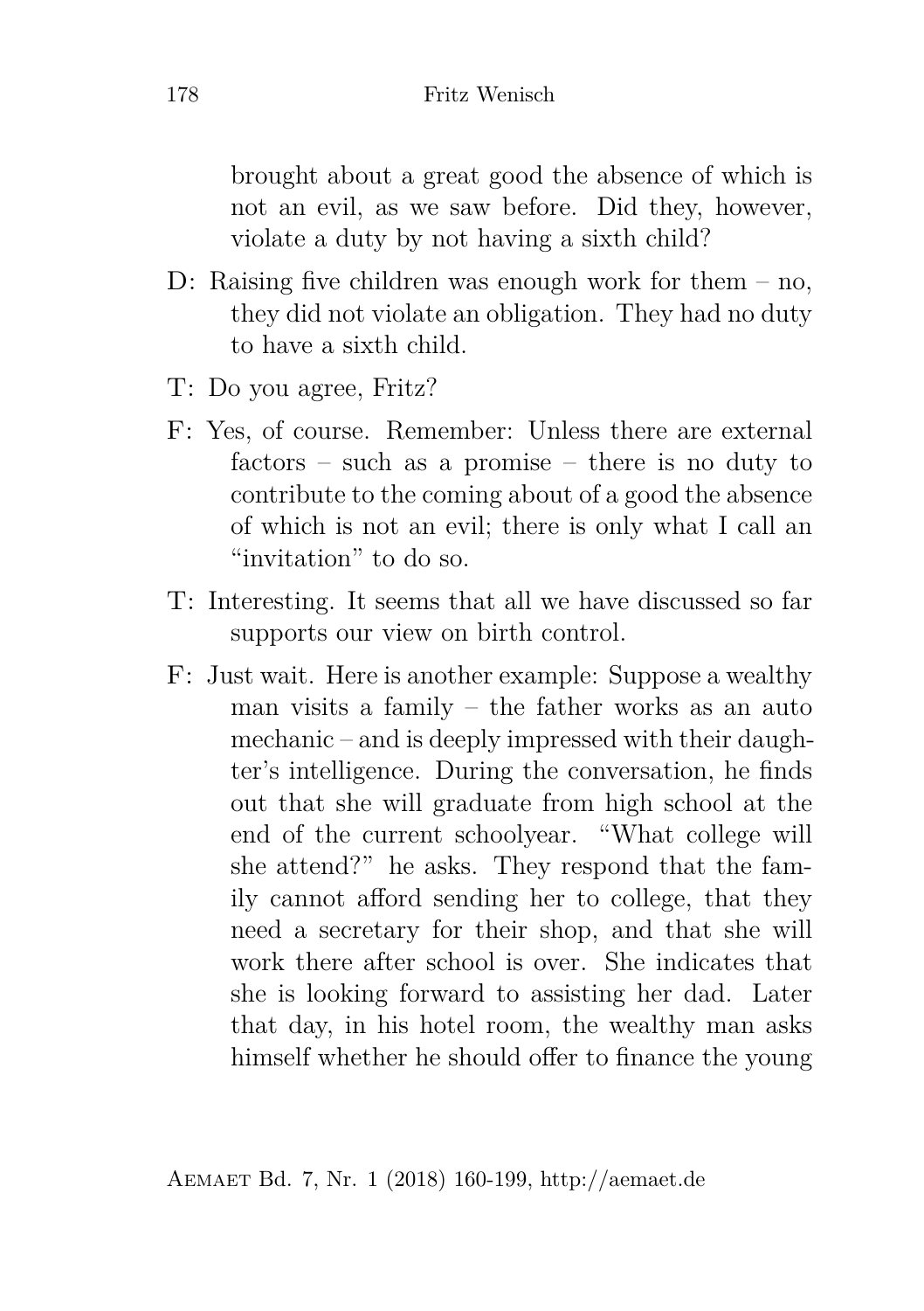brought about a great good the absence of which is not an evil, as we saw before. Did they, however, violate a duty by not having a sixth child?

D: Raising five children was enough work for them – no, they did not violate an obligation. They had no duty to have a sixth child.

T: Do you agree, Fritz?

F: Yes, of course. Remember: Unless there are external factors – such as a promise – there is no duty to contribute to the coming about of a good the absence of which is not an evil; there is only what I call an "invitation" to do so.

T: Interesting. It seems that all we have discussed so far supports our view on birth control.

F: Just wait. Here is another example: Suppose a wealthy man visits a family – the father works as an auto mechanic – and is deeply impressed with their daughter's intelligence. During the conversation, he finds out that she will graduate from high school at the end of the current schoolyear. "What college will she attend?" he asks. They respond that the family cannot afford sending her to college, that they need a secretary for their shop, and that she will work there after school is over. She indicates that she is looking forward to assisting her dad. Later that day, in his hotel room, the wealthy man asks himself whether he should offer to finance the young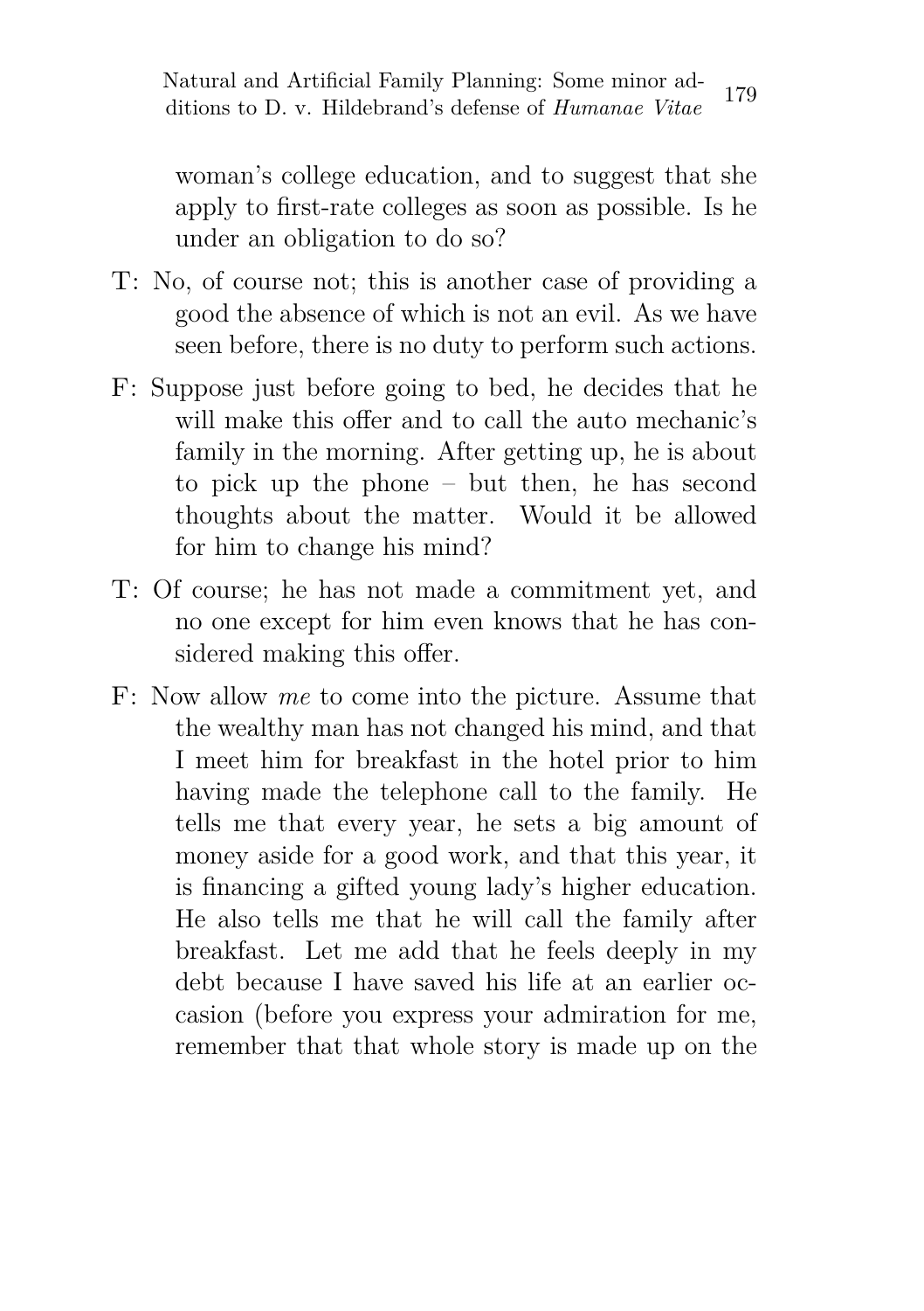woman's college education, and to suggest that she apply to first-rate colleges as soon as possible. Is he under an obligation to do so?

T: No, of course not; this is another case of providing a good the absence of which is not an evil. As we have seen before, there is no duty to perform such actions.

F: Suppose just before going to bed, he decides that he will make this offer and to call the auto mechanic's family in the morning. After getting up, he is about to pick up the phone – but then, he has second thoughts about the matter. Would it be allowed for him to change his mind?

T: Of course; he has not made a commitment yet, and no one except for him even knows that he has considered making this offer.

F: Now allow *me* to come into the picture. Assume that the wealthy man has not changed his mind, and that I meet him for breakfast in the hotel prior to him having made the telephone call to the family. He tells me that every year, he sets a big amount of money aside for a good work, and that this year, it is financing a gifted young lady's higher education. He also tells me that he will call the family after breakfast. Let me add that he feels deeply in my debt because I have saved his life at an earlier occasion (before you express your admiration for me, remember that that whole story is made up on the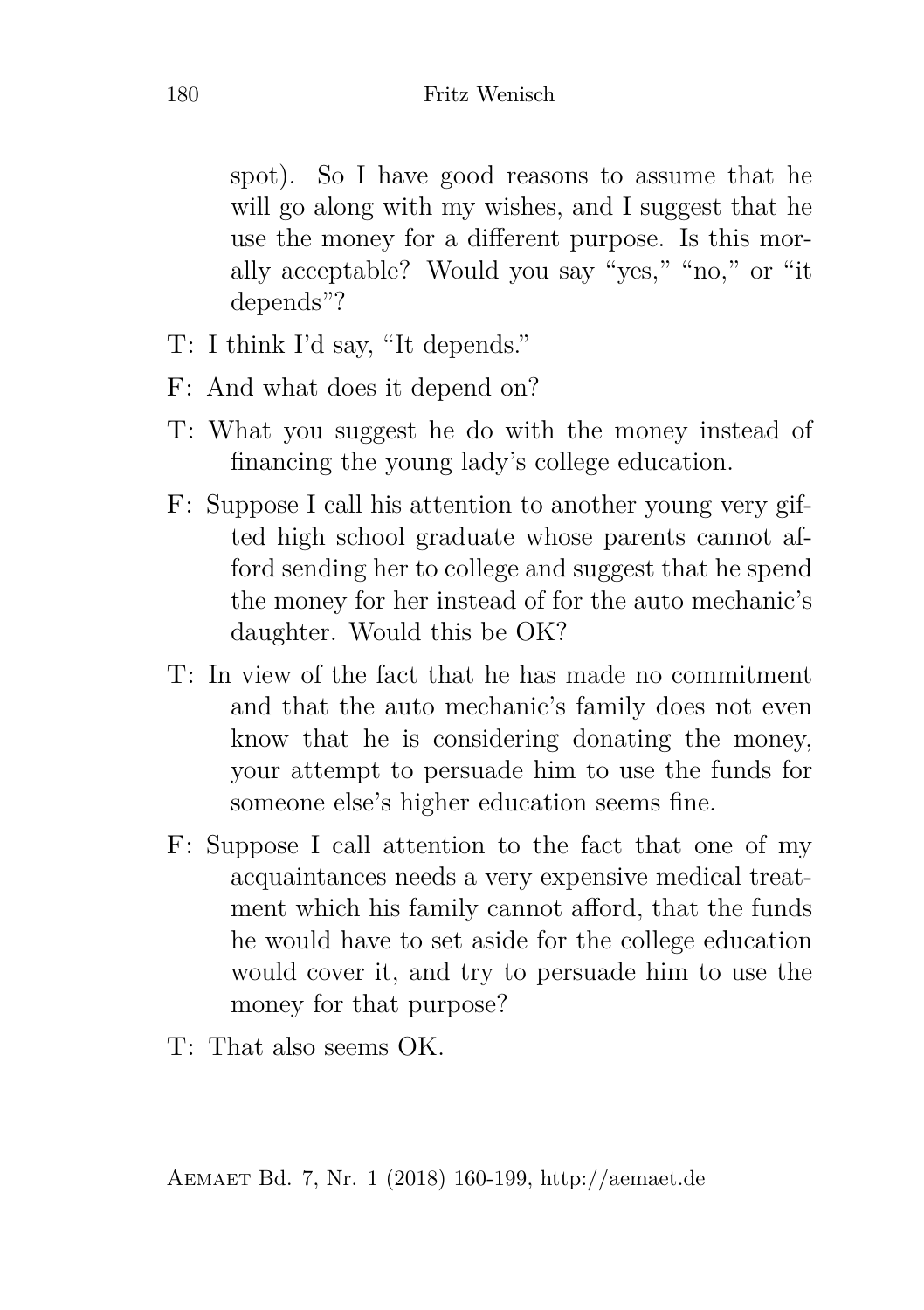spot). So I have good reasons to assume that he will go along with my wishes, and I suggest that he use the money for a different purpose. Is this morally acceptable? Would you say "yes," "no," or "it depends"?

T: I think I'd say, "It depends."

F: And what does it depend on?

T: What you suggest he do with the money instead of financing the young lady's college education.

F: Suppose I call his attention to another young very gifted high school graduate whose parents cannot afford sending her to college and suggest that he spend the money for her instead of for the auto mechanic's daughter. Would this be OK?

T: In view of the fact that he has made no commitment and that the auto mechanic's family does not even know that he is considering donating the money, your attempt to persuade him to use the funds for someone else's higher education seems fine.

F: Suppose I call attention to the fact that one of my acquaintances needs a very expensive medical treatment which his family cannot afford, that the funds he would have to set aside for the college education would cover it, and try to persuade him to use the money for that purpose?

T: That also seems OK.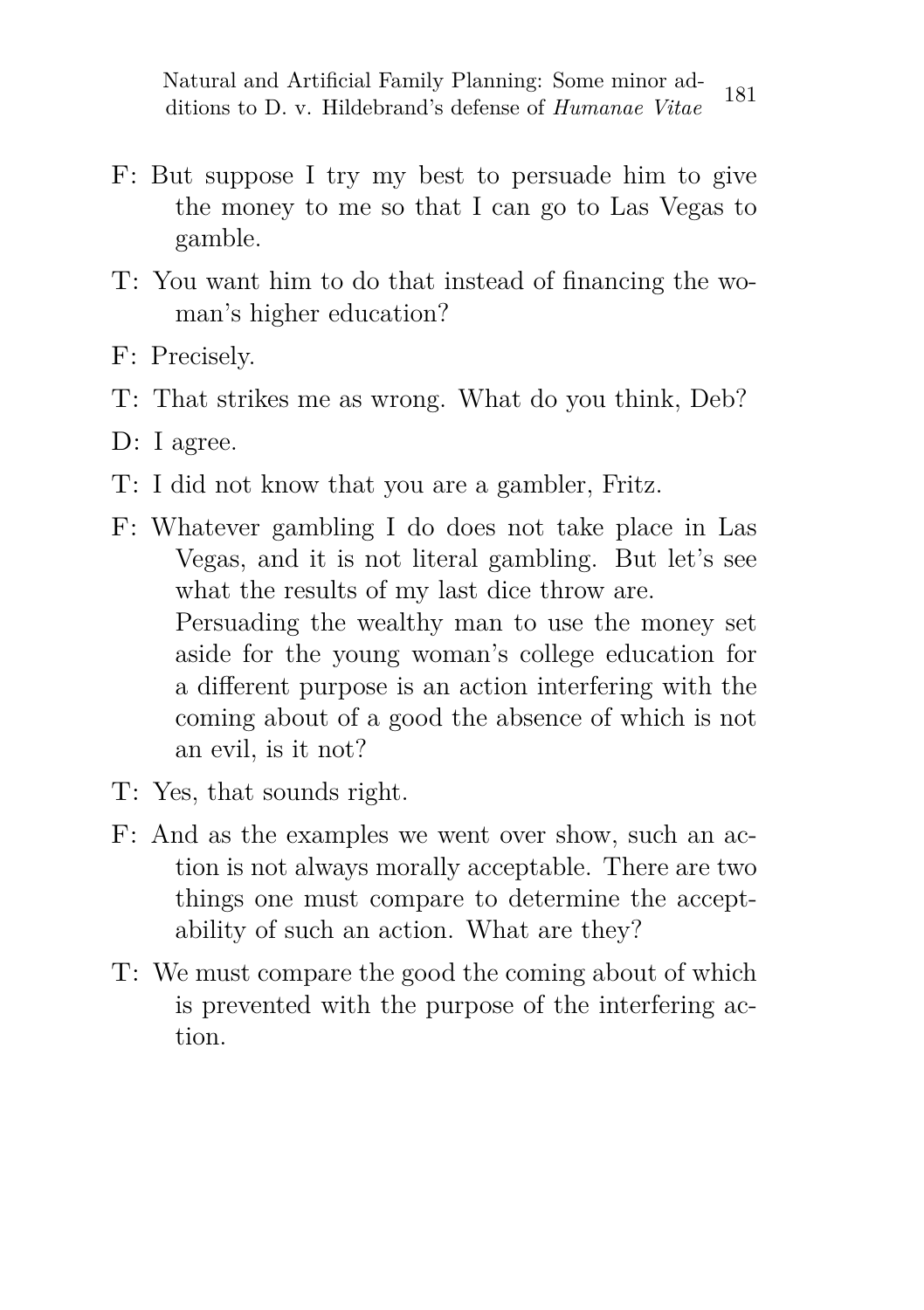F: But suppose I try my best to persuade him to give the money to me so that I can go to Las Vegas to gamble.

T: You want him to do that instead of financing the woman's higher education?

F: Precisely.

T: That strikes me as wrong. What do you think, Deb?

D: I agree.

T: I did not know that you are a gambler, Fritz.

F: Whatever gambling I do does not take place in Las Vegas, and it is not literal gambling. But let's see what the results of my last dice throw are.
Persuading the wealthy man to use the money set aside for the young woman's college education for a different purpose is an action interfering with the coming about of a good the absence of which is not an evil, is it not?

T: Yes, that sounds right.

F: And as the examples we went over show, such an action is not always morally acceptable. There are two things one must compare to determine the acceptability of such an action. What are they?

T: We must compare the good the coming about of which is prevented with the purpose of the interfering action.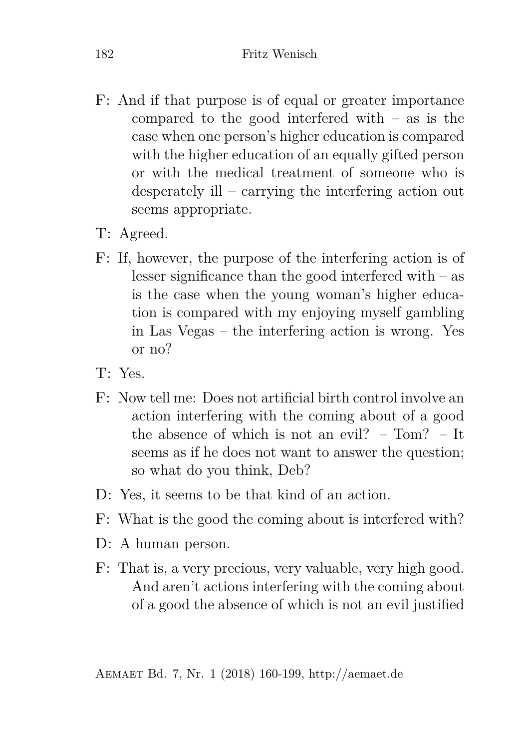F: And if that purpose is of equal or greater importance compared to the good interfered with – as is the case when one person's higher education is compared with the higher education of an equally gifted person or with the medical treatment of someone who is desperately ill – carrying the interfering action out seems appropriate.

T: Agreed.

F: If, however, the purpose of the interfering action is of lesser significance than the good interfered with – as is the case when the young woman's higher education is compared with my enjoying myself gambling in Las Vegas – the interfering action is wrong. Yes or no?

T: Yes.

F: Now tell me: Does not artificial birth control involve an action interfering with the coming about of a good the absence of which is not an evil? – Tom? – It seems as if he does not want to answer the question; so what do you think, Deb?

D: Yes, it seems to be that kind of an action.

F: What is the good the coming about is interfered with?

D: A human person.

F: That is, a very precious, very valuable, very high good. And aren't actions interfering with the coming about of a good the absence of which is not an evil justified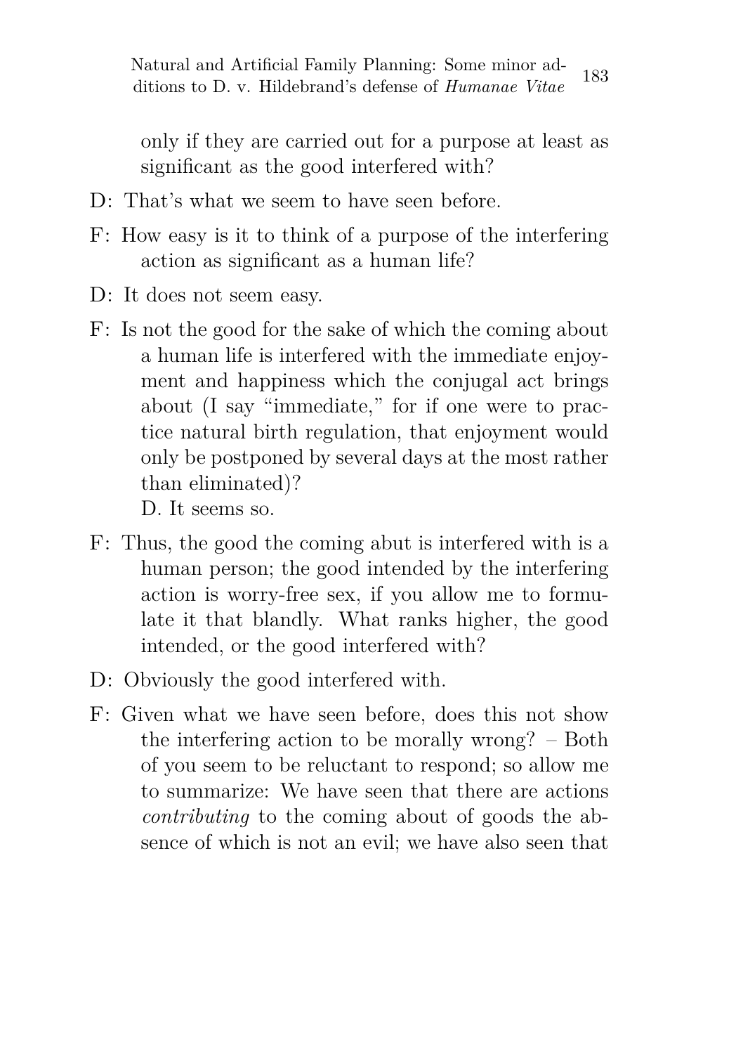only if they are carried out for a purpose at least as significant as the good interfered with?

D: That's what we seem to have seen before.

F: How easy is it to think of a purpose of the interfering action as significant as a human life?

D: It does not seem easy.

F: Is not the good for the sake of which the coming about a human life is interfered with the immediate enjoyment and happiness which the conjugal act brings about (I say "immediate," for if one were to practice natural birth regulation, that enjoyment would only be postponed by several days at the most rather than eliminated)?
D. It seems so.

F: Thus, the good the coming abut is interfered with is a human person; the good intended by the interfering action is worry-free sex, if you allow me to formulate it that blandly. What ranks higher, the good intended, or the good interfered with?

D: Obviously the good interfered with.

F: Given what we have seen before, does this not show the interfering action to be morally wrong? – Both of you seem to be reluctant to respond; so allow me to summarize: We have seen that there are actions *contributing* to the coming about of goods the absence of which is not an evil; we have also seen that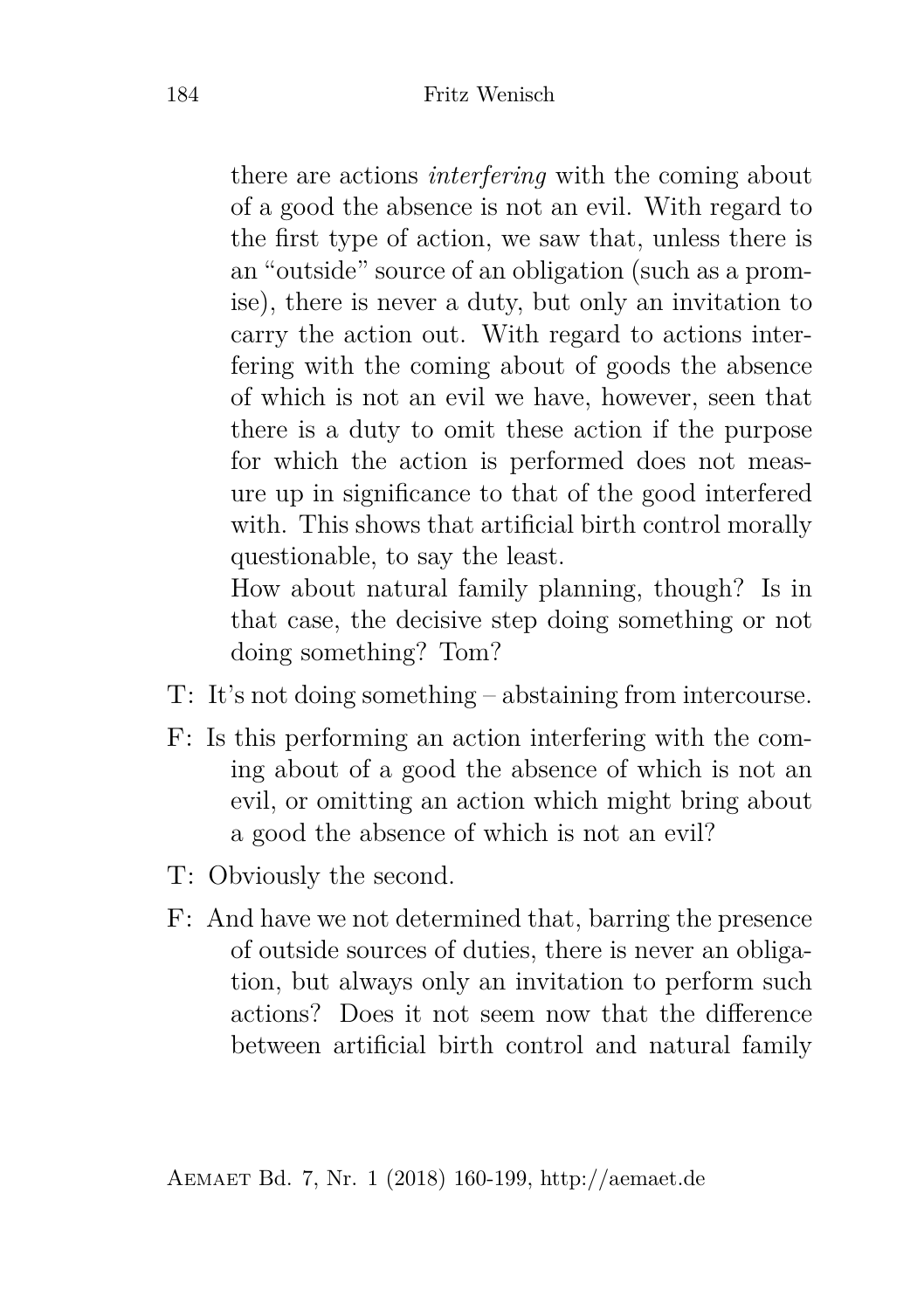there are actions *interfering* with the coming about of a good the absence is not an evil. With regard to the first type of action, we saw that, unless there is an "outside" source of an obligation (such as a promise), there is never a duty, but only an invitation to carry the action out. With regard to actions interfering with the coming about of goods the absence of which is not an evil we have, however, seen that there is a duty to omit these action if the purpose for which the action is performed does not measure up in significance to that of the good interfered with. This shows that artificial birth control morally questionable, to say the least.

How about natural family planning, though? Is in that case, the decisive step doing something or not doing something? Tom?

T: It's not doing something – abstaining from intercourse.

F: Is this performing an action interfering with the coming about of a good the absence of which is not an evil, or omitting an action which might bring about a good the absence of which is not an evil?

T: Obviously the second.

F: And have we not determined that, barring the presence of outside sources of duties, there is never an obligation, but always only an invitation to perform such actions? Does it not seem now that the difference between artificial birth control and natural family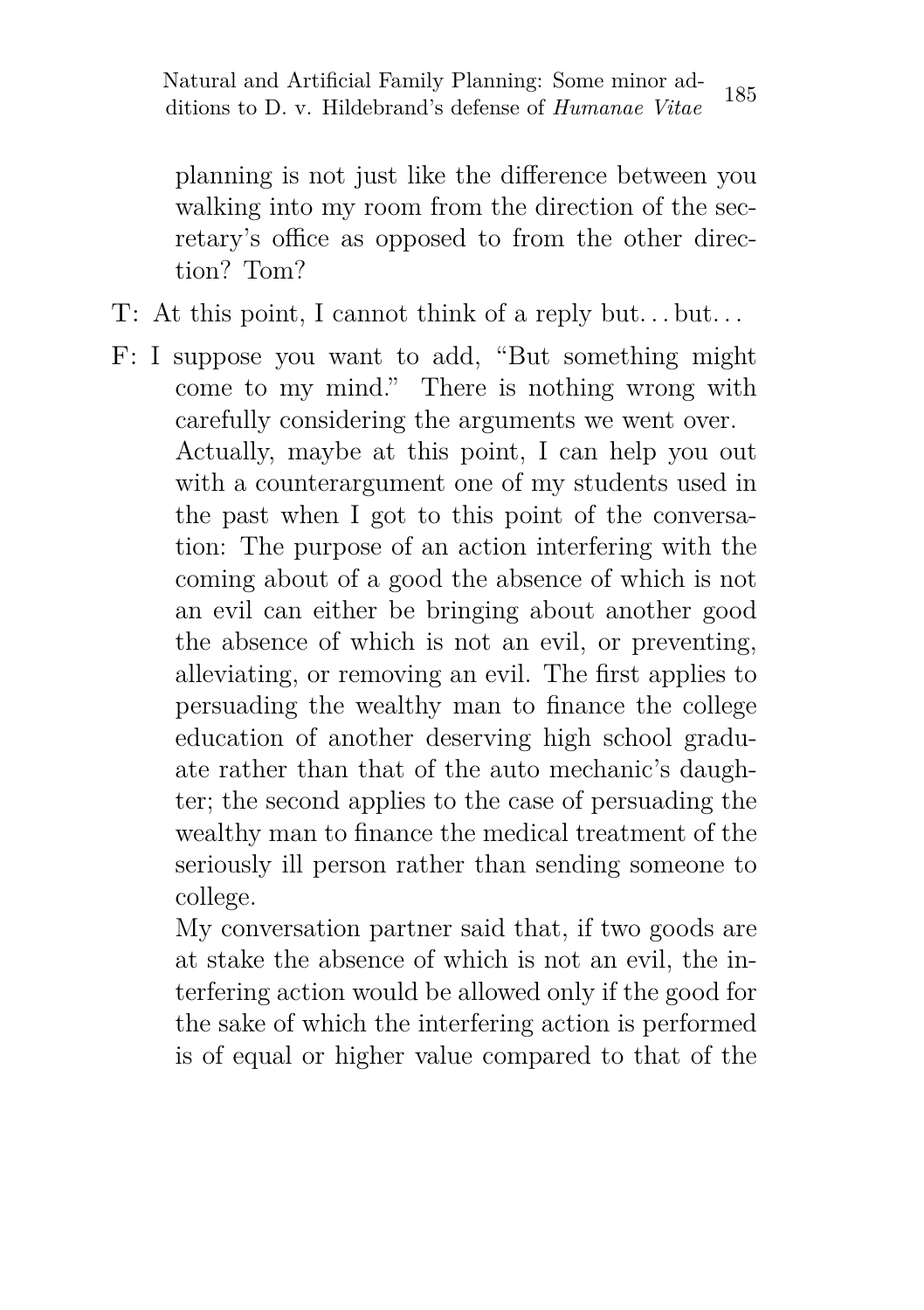planning is not just like the difference between you walking into my room from the direction of the secretary's office as opposed to from the other direction? Tom?

T: At this point, I cannot think of a reply but... but...

F: I suppose you want to add, "But something might come to my mind." There is nothing wrong with carefully considering the arguments we went over.

Actually, maybe at this point, I can help you out with a counterargument one of my students used in the past when I got to this point of the conversation: The purpose of an action interfering with the coming about of a good the absence of which is not an evil can either be bringing about another good the absence of which is not an evil, or preventing, alleviating, or removing an evil. The first applies to persuading the wealthy man to finance the college education of another deserving high school graduate rather than that of the auto mechanic's daughter; the second applies to the case of persuading the wealthy man to finance the medical treatment of the seriously ill person rather than sending someone to college.

My conversation partner said that, if two goods are at stake the absence of which is not an evil, the interfering action would be allowed only if the good for the sake of which the interfering action is performed is of equal or higher value compared to that of the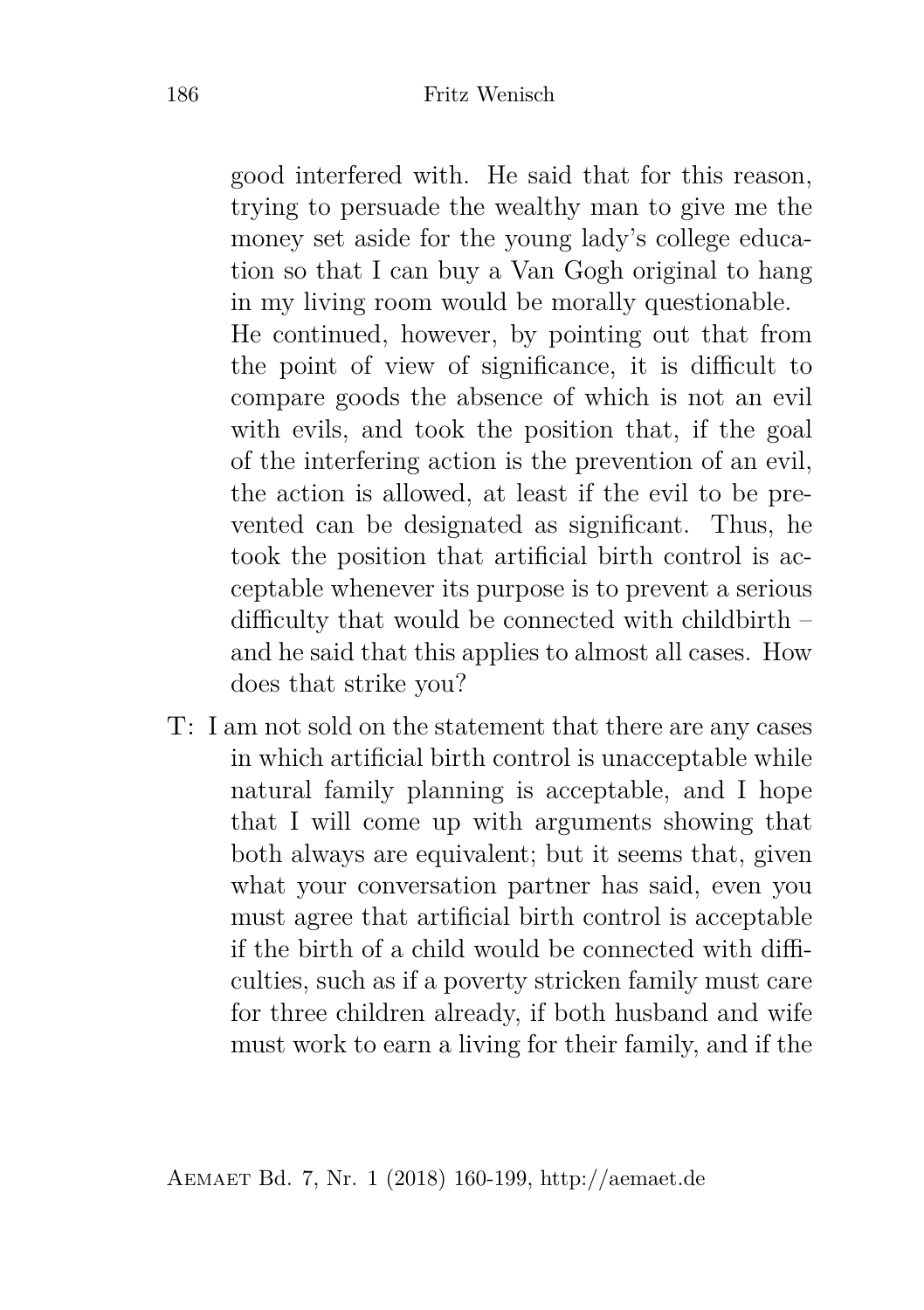good interfered with. He said that for this reason, trying to persuade the wealthy man to give me the money set aside for the young lady's college education so that I can buy a Van Gogh original to hang in my living room would be morally questionable. He continued, however, by pointing out that from the point of view of significance, it is difficult to compare goods the absence of which is not an evil with evils, and took the position that, if the goal of the interfering action is the prevention of an evil, the action is allowed, at least if the evil to be prevented can be designated as significant. Thus, he took the position that artificial birth control is acceptable whenever its purpose is to prevent a serious difficulty that would be connected with childbirth – and he said that this applies to almost all cases. How does that strike you?

T: I am not sold on the statement that there are any cases in which artificial birth control is unacceptable while natural family planning is acceptable, and I hope that I will come up with arguments showing that both always are equivalent; but it seems that, given what your conversation partner has said, even you must agree that artificial birth control is acceptable if the birth of a child would be connected with difficulties, such as if a poverty stricken family must care for three children already, if both husband and wife must work to earn a living for their family, and if the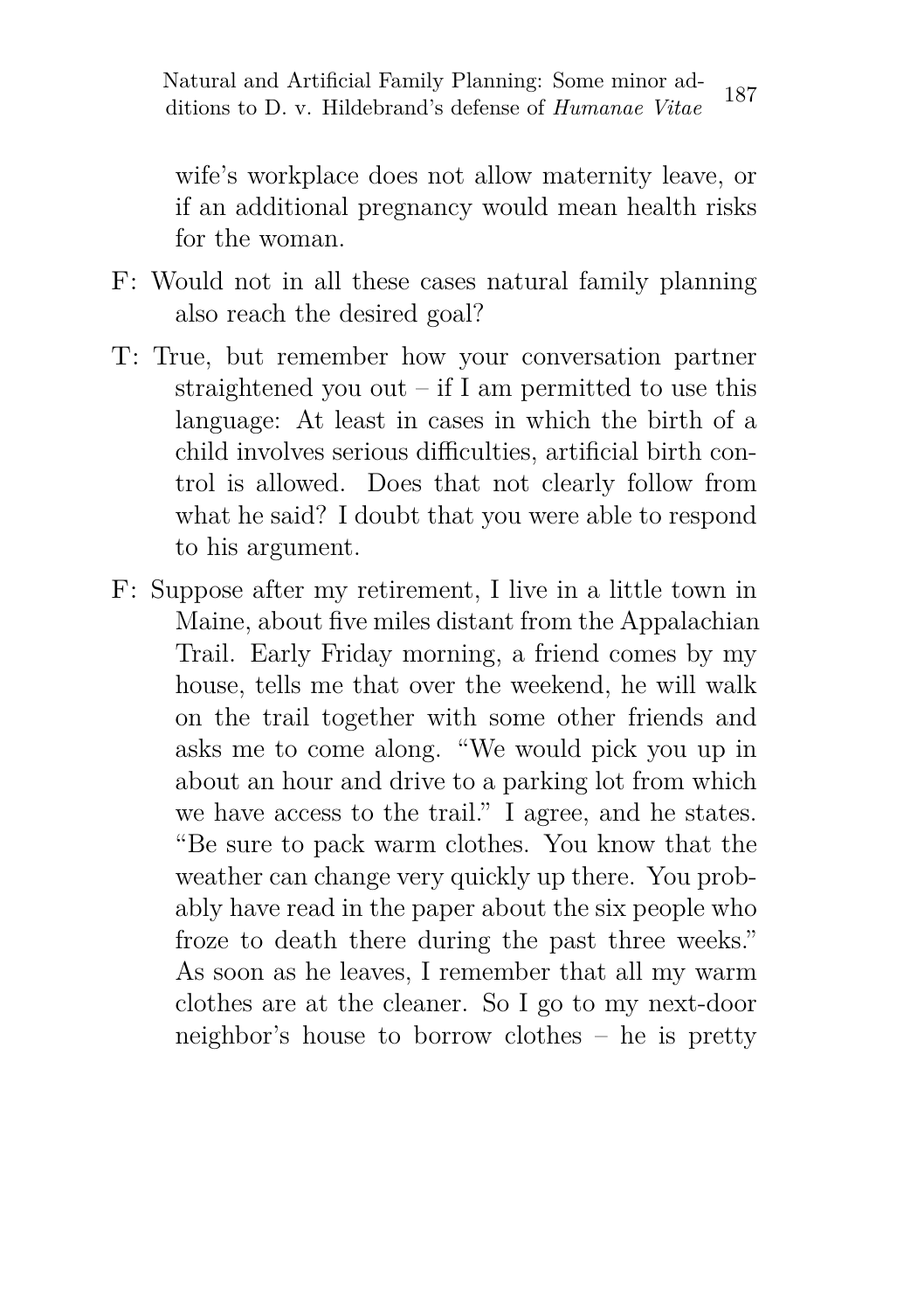wife's workplace does not allow maternity leave, or if an additional pregnancy would mean health risks for the woman.

F: Would not in all these cases natural family planning also reach the desired goal?

T: True, but remember how your conversation partner straightened you out – if I am permitted to use this language: At least in cases in which the birth of a child involves serious difficulties, artificial birth control is allowed. Does that not clearly follow from what he said? I doubt that you were able to respond to his argument.

F: Suppose after my retirement, I live in a little town in Maine, about five miles distant from the Appalachian Trail. Early Friday morning, a friend comes by my house, tells me that over the weekend, he will walk on the trail together with some other friends and asks me to come along. "We would pick you up in about an hour and drive to a parking lot from which we have access to the trail." I agree, and he states. "Be sure to pack warm clothes. You know that the weather can change very quickly up there. You probably have read in the paper about the six people who froze to death there during the past three weeks." As soon as he leaves, I remember that all my warm clothes are at the cleaner. So I go to my next-door neighbor's house to borrow clothes – he is pretty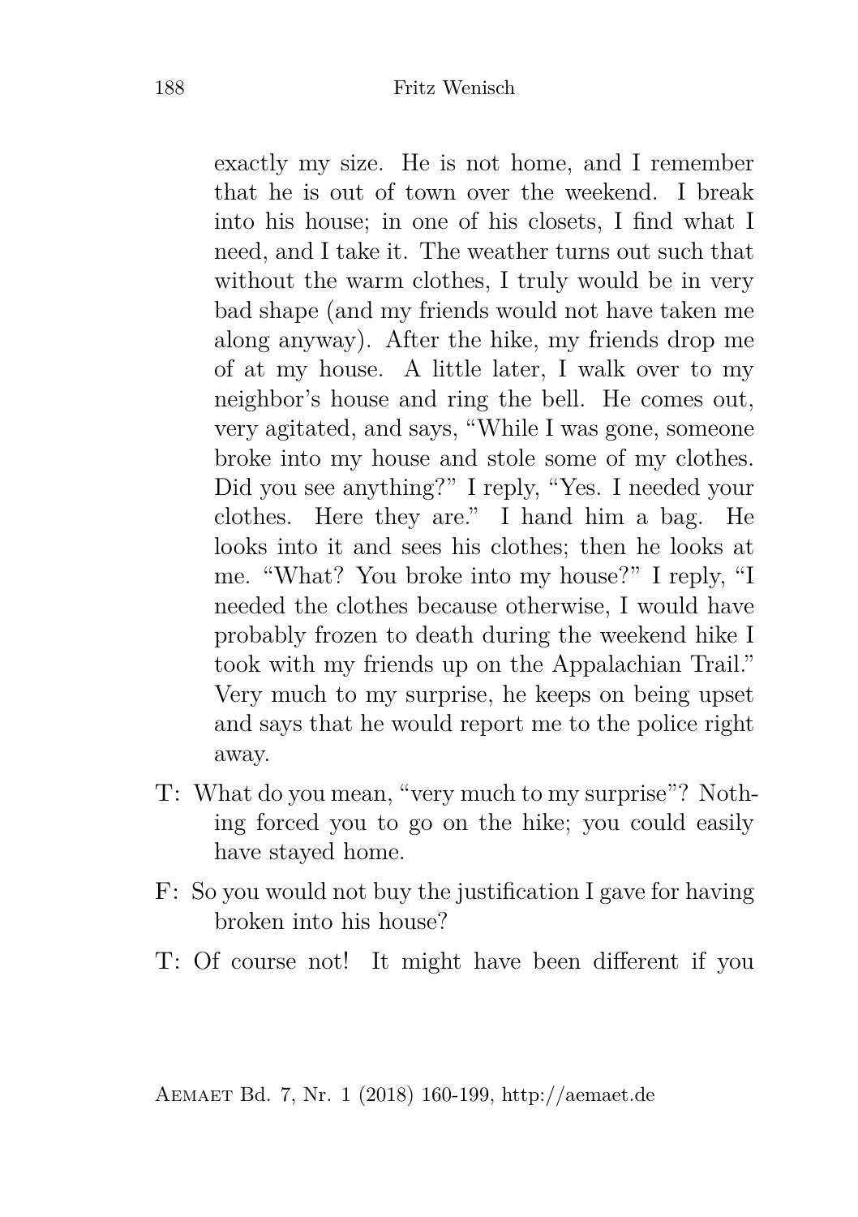exactly my size. He is not home, and I remember that he is out of town over the weekend. I break into his house; in one of his closets, I find what I need, and I take it. The weather turns out such that without the warm clothes, I truly would be in very bad shape (and my friends would not have taken me along anyway). After the hike, my friends drop me of at my house. A little later, I walk over to my neighbor's house and ring the bell. He comes out, very agitated, and says, "While I was gone, someone broke into my house and stole some of my clothes. Did you see anything?" I reply, "Yes. I needed your clothes. Here they are." I hand him a bag. He looks into it and sees his clothes; then he looks at me. "What? You broke into my house?" I reply, "I needed the clothes because otherwise, I would have probably frozen to death during the weekend hike I took with my friends up on the Appalachian Trail." Very much to my surprise, he keeps on being upset and says that he would report me to the police right away.

T: What do you mean, "very much to my surprise"? Nothing forced you to go on the hike; you could easily have stayed home.

F: So you would not buy the justification I gave for having broken into his house?

T: Of course not! It might have been different if you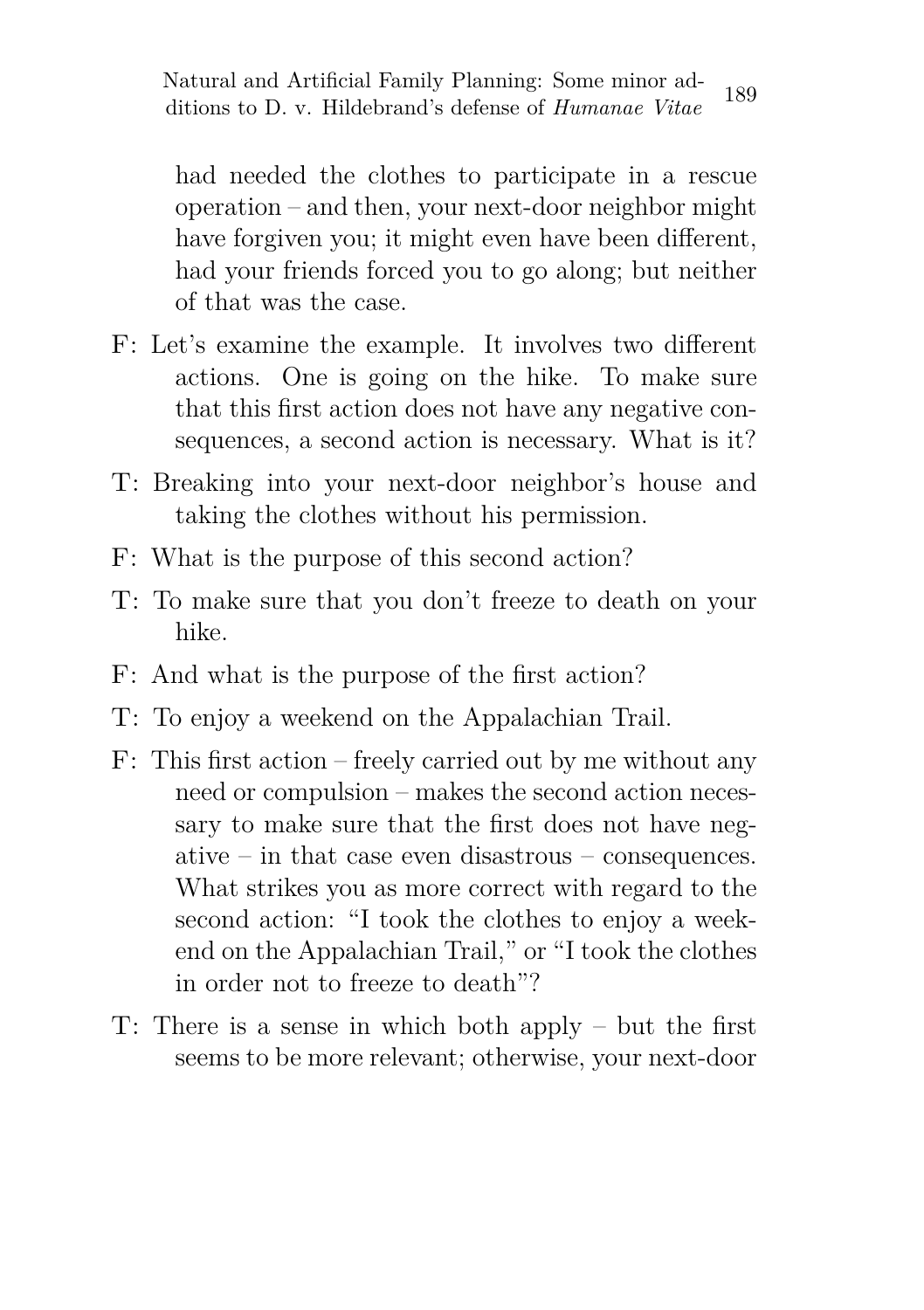had needed the clothes to participate in a rescue operation – and then, your next-door neighbor might have forgiven you; it might even have been different, had your friends forced you to go along; but neither of that was the case.

F: Let's examine the example. It involves two different actions. One is going on the hike. To make sure that this first action does not have any negative consequences, a second action is necessary. What is it?

T: Breaking into your next-door neighbor's house and taking the clothes without his permission.

F: What is the purpose of this second action?

T: To make sure that you don't freeze to death on your hike.

F: And what is the purpose of the first action?

T: To enjoy a weekend on the Appalachian Trail.

F: This first action – freely carried out by me without any need or compulsion – makes the second action necessary to make sure that the first does not have negative – in that case even disastrous – consequences. What strikes you as more correct with regard to the second action: "I took the clothes to enjoy a weekend on the Appalachian Trail," or "I took the clothes in order not to freeze to death"?

T: There is a sense in which both apply – but the first seems to be more relevant; otherwise, your next-door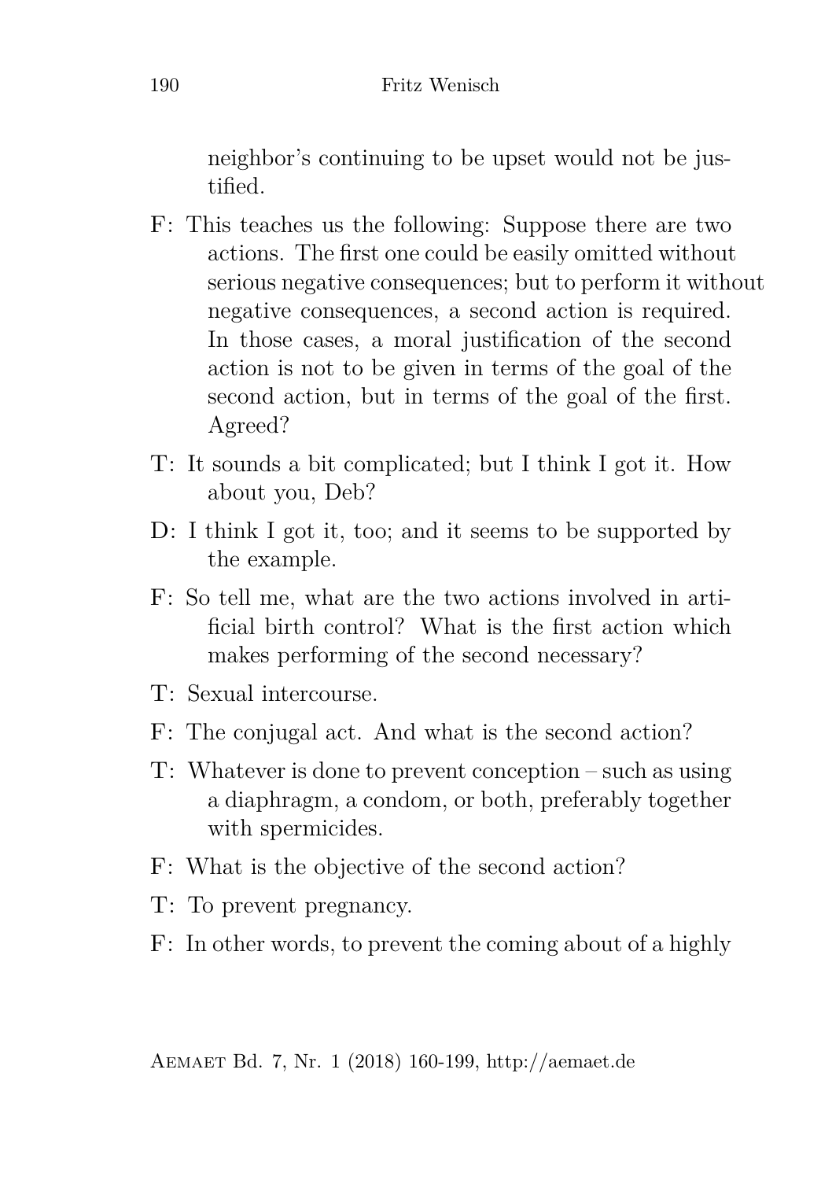neighbor's continuing to be upset would not be justified.

F: This teaches us the following: Suppose there are two actions. The first one could be easily omitted without serious negative consequences; but to perform it without negative consequences, a second action is required. In those cases, a moral justification of the second action is not to be given in terms of the goal of the second action, but in terms of the goal of the first. Agreed?

T: It sounds a bit complicated; but I think I got it. How about you, Deb?

D: I think I got it, too; and it seems to be supported by the example.

F: So tell me, what are the two actions involved in artificial birth control? What is the first action which makes performing of the second necessary?

T: Sexual intercourse.

F: The conjugal act. And what is the second action?

T: Whatever is done to prevent conception – such as using a diaphragm, a condom, or both, preferably together with spermicides.

F: What is the objective of the second action?

T: To prevent pregnancy.

F: In other words, to prevent the coming about of a highly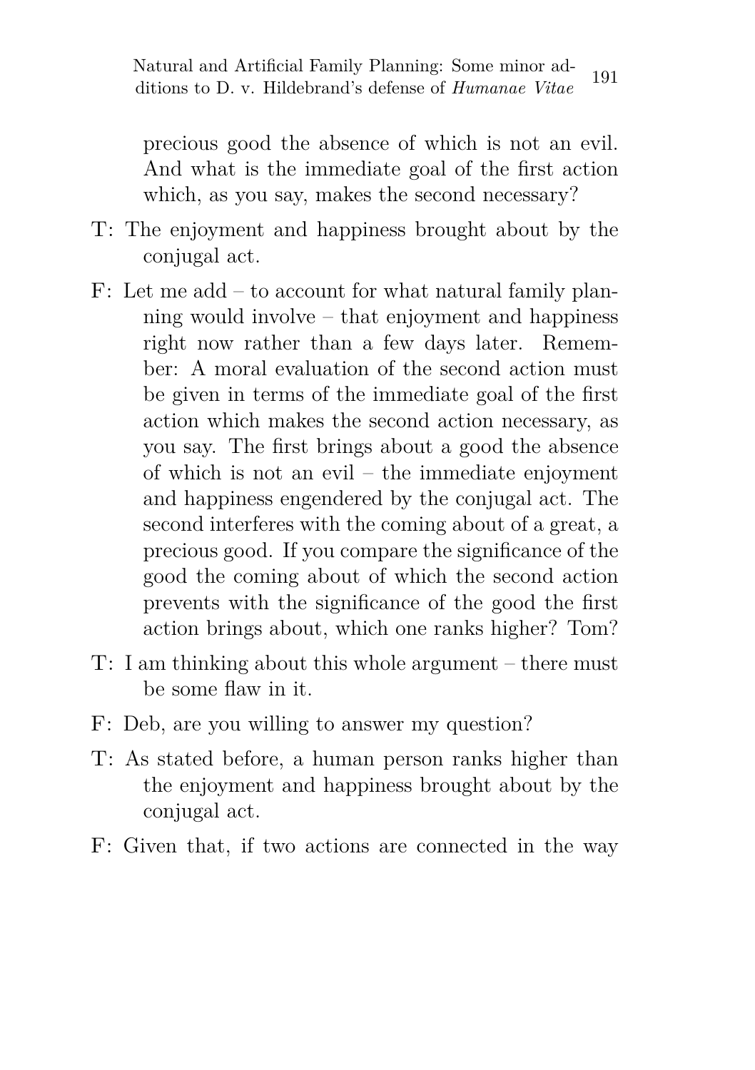precious good the absence of which is not an evil. And what is the immediate goal of the first action which, as you say, makes the second necessary?

T: The enjoyment and happiness brought about by the conjugal act.

F: Let me add – to account for what natural family planning would involve – that enjoyment and happiness right now rather than a few days later. Remember: A moral evaluation of the second action must be given in terms of the immediate goal of the first action which makes the second action necessary, as you say. The first brings about a good the absence of which is not an evil – the immediate enjoyment and happiness engendered by the conjugal act. The second interferes with the coming about of a great, a precious good. If you compare the significance of the good the coming about of which the second action prevents with the significance of the good the first action brings about, which one ranks higher? Tom?

T: I am thinking about this whole argument – there must be some flaw in it.

F: Deb, are you willing to answer my question?

T: As stated before, a human person ranks higher than the enjoyment and happiness brought about by the conjugal act.

F: Given that, if two actions are connected in the way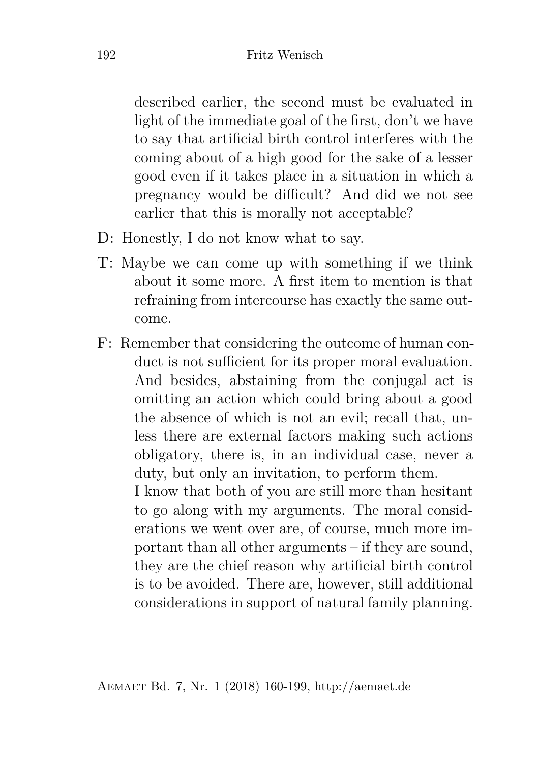described earlier, the second must be evaluated in light of the immediate goal of the first, don't we have to say that artificial birth control interferes with the coming about of a high good for the sake of a lesser good even if it takes place in a situation in which a pregnancy would be difficult? And did we not see earlier that this is morally not acceptable?

D: Honestly, I do not know what to say.

T: Maybe we can come up with something if we think about it some more. A first item to mention is that refraining from intercourse has exactly the same outcome.

F: Remember that considering the outcome of human conduct is not sufficient for its proper moral evaluation. And besides, abstaining from the conjugal act is omitting an action which could bring about a good the absence of which is not an evil; recall that, unless there are external factors making such actions obligatory, there is, in an individual case, never a duty, but only an invitation, to perform them.
I know that both of you are still more than hesitant to go along with my arguments. The moral considerations we went over are, of course, much more important than all other arguments – if they are sound, they are the chief reason why artificial birth control is to be avoided. There are, however, still additional considerations in support of natural family planning.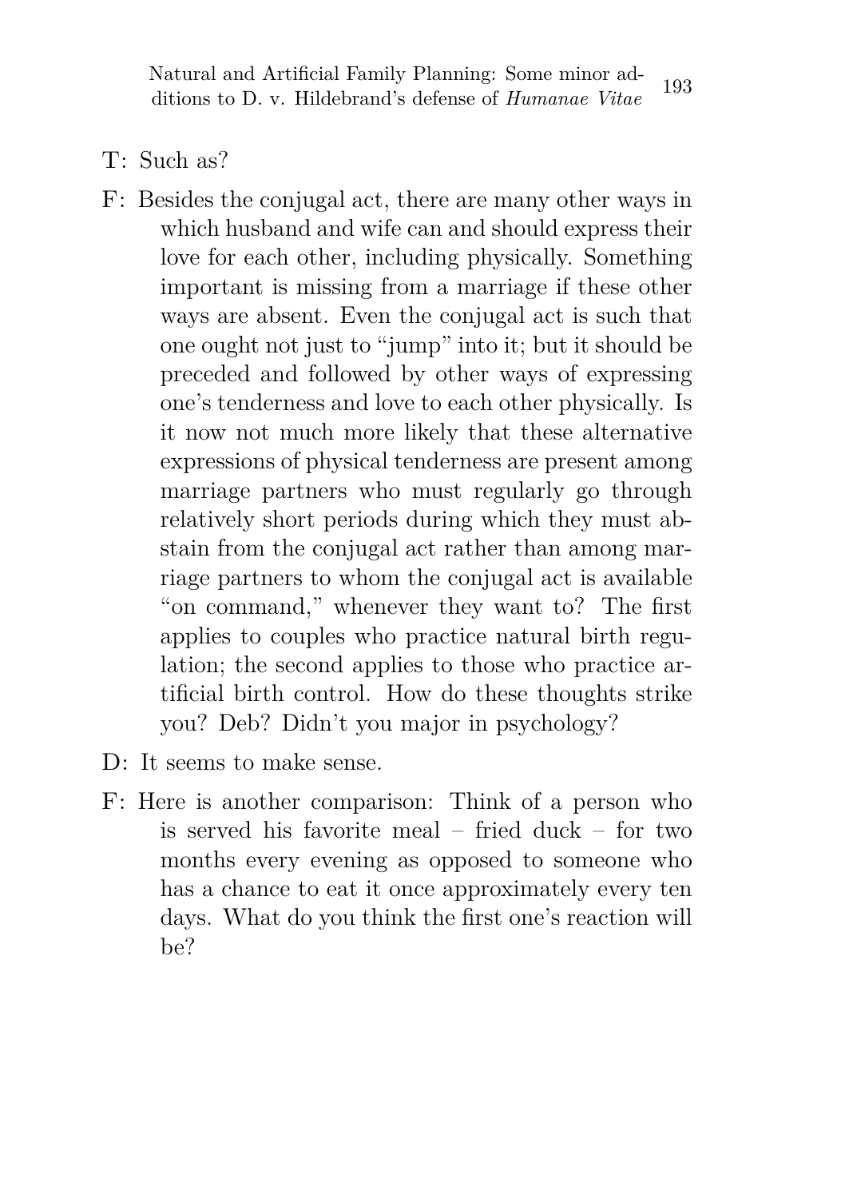T: Such as?

F: Besides the conjugal act, there are many other ways in which husband and wife can and should express their love for each other, including physically. Something important is missing from a marriage if these other ways are absent. Even the conjugal act is such that one ought not just to "jump" into it; but it should be preceded and followed by other ways of expressing one's tenderness and love to each other physically. Is it now not much more likely that these alternative expressions of physical tenderness are present among marriage partners who must regularly go through relatively short periods during which they must abstain from the conjugal act rather than among marriage partners to whom the conjugal act is available "on command," whenever they want to? The first applies to couples who practice natural birth regulation; the second applies to those who practice artificial birth control. How do these thoughts strike you? Deb? Didn't you major in psychology?

D: It seems to make sense.

F: Here is another comparison: Think of a person who is served his favorite meal – fried duck – for two months every evening as opposed to someone who has a chance to eat it once approximately every ten days. What do you think the first one's reaction will be?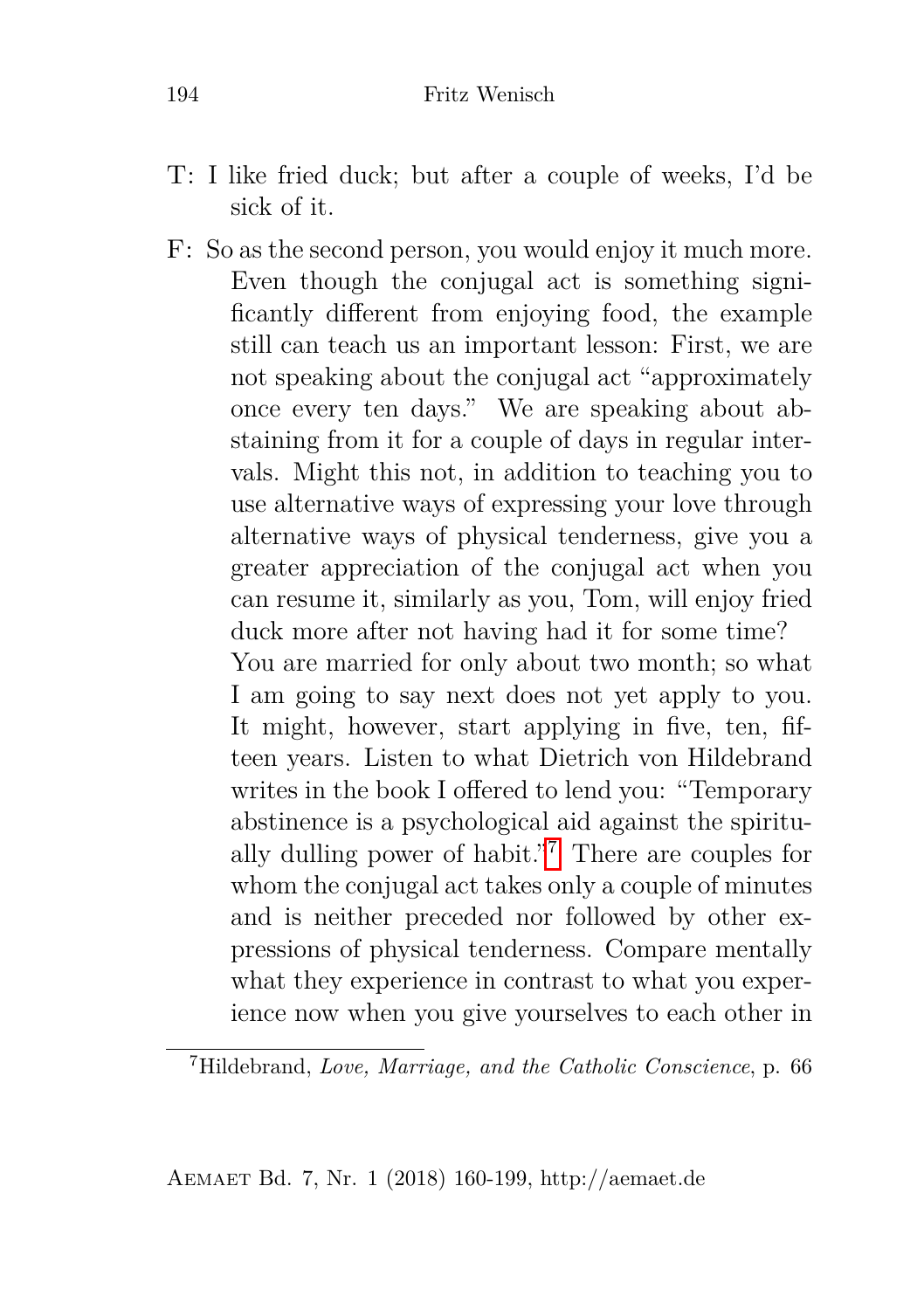T: I like fried duck; but after a couple of weeks, I'd be sick of it.

F: So as the second person, you would enjoy it much more. Even though the conjugal act is something significantly different from enjoying food, the example still can teach us an important lesson: First, we are not speaking about the conjugal act "approximately once every ten days." We are speaking about abstaining from it for a couple of days in regular intervals. Might this not, in addition to teaching you to use alternative ways of expressing your love through alternative ways of physical tenderness, give you a greater appreciation of the conjugal act when you can resume it, similarly as you, Tom, will enjoy fried duck more after not having had it for some time?
You are married for only about two month; so what I am going to say next does not yet apply to you. It might, however, start applying in five, ten, fifteen years. Listen to what Dietrich von Hildebrand writes in the book I offered to lend you: "Temporary abstinence is a psychological aid against the spiritually dulling power of habit."[7] There are couples for whom the conjugal act takes only a couple of minutes and is neither preceded nor followed by other expressions of physical tenderness. Compare mentally what they experience in contrast to what you experience now when you give yourselves to each other in

[7] Hildebrand, *Love, Marriage, and the Catholic Conscience*, p. 66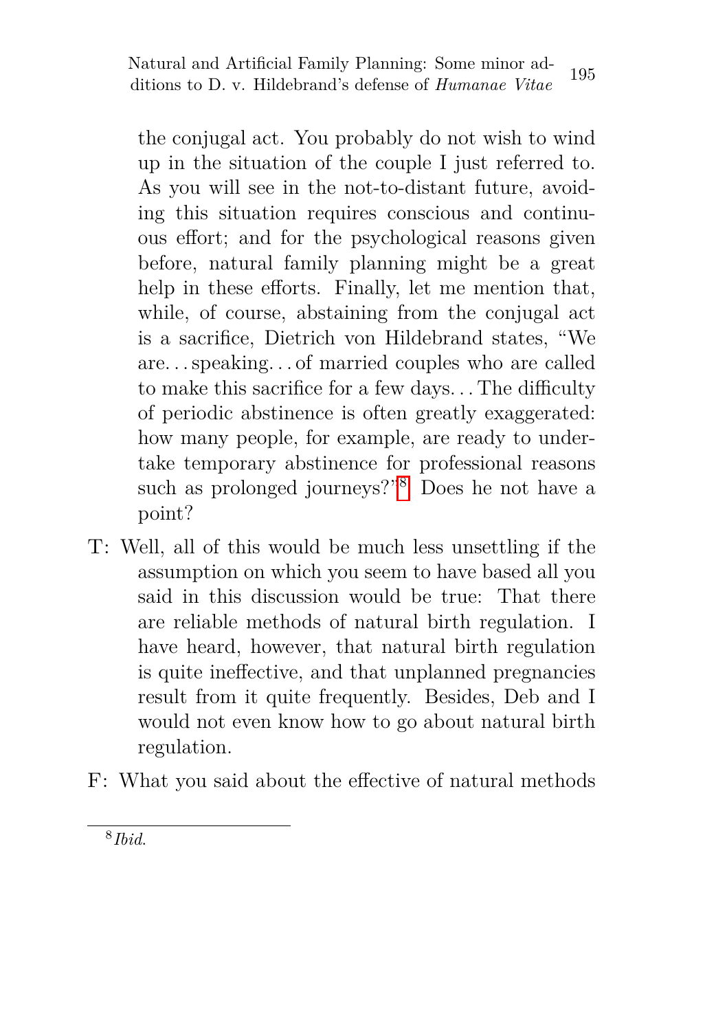the conjugal act. You probably do not wish to wind up in the situation of the couple I just referred to. As you will see in the not-to-distant future, avoiding this situation requires conscious and continuous effort; and for the psychological reasons given before, natural family planning might be a great help in these efforts. Finally, let me mention that, while, of course, abstaining from the conjugal act is a sacrifice, Dietrich von Hildebrand states, "We are... speaking... of married couples who are called to make this sacrifice for a few days... The difficulty of periodic abstinence is often greatly exaggerated: how many people, for example, are ready to undertake temporary abstinence for professional reasons such as prolonged journeys?"[8] Does he not have a point?

T: Well, all of this would be much less unsettling if the assumption on which you seem to have based all you said in this discussion would be true: That there are reliable methods of natural birth regulation. I have heard, however, that natural birth regulation is quite ineffective, and that unplanned pregnancies result from it quite frequently. Besides, Deb and I would not even know how to go about natural birth regulation.

F: What you said about the effective of natural methods

[8] *Ibid.*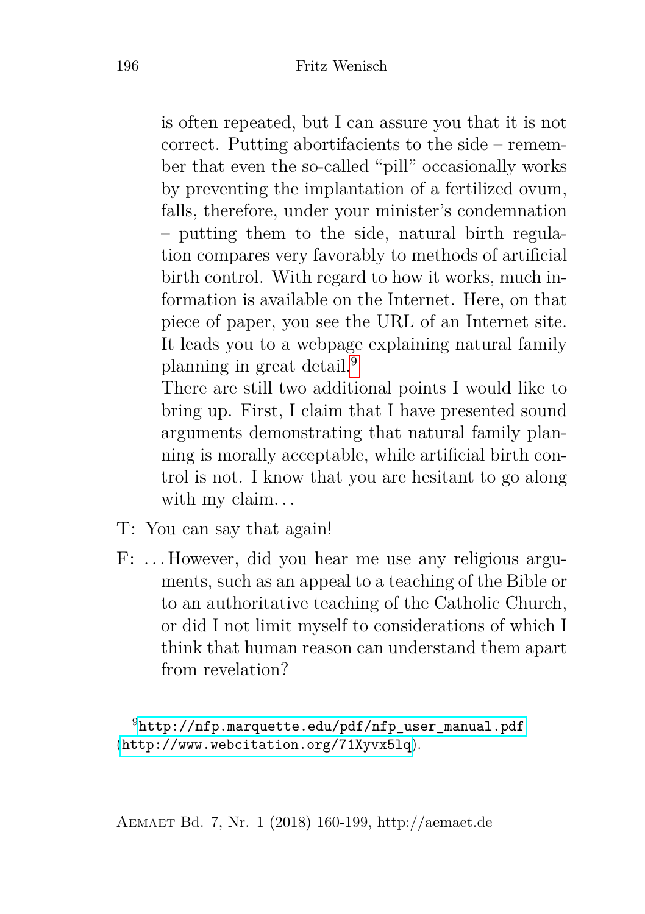is often repeated, but I can assure you that it is not correct. Putting abortifacients to the side – remember that even the so-called "pill" occasionally works by preventing the implantation of a fertilized ovum, falls, therefore, under your minister's condemnation – putting them to the side, natural birth regulation compares very favorably to methods of artificial birth control. With regard to how it works, much information is available on the Internet. Here, on that piece of paper, you see the URL of an Internet site. It leads you to a webpage explaining natural family planning in great detail.[9]

There are still two additional points I would like to bring up. First, I claim that I have presented sound arguments demonstrating that natural family planning is morally acceptable, while artificial birth control is not. I know that you are hesitant to go along with my claim…

T: You can say that again!

F: …However, did you hear me use any religious arguments, such as an appeal to a teaching of the Bible or to an authoritative teaching of the Catholic Church, or did I not limit myself to considerations of which I think that human reason can understand them apart from revelation?

---

[9] http://nfp.marquette.edu/pdf/nfp_user_manual.pdf (http://www.webcitation.org/71Xyvx5lq).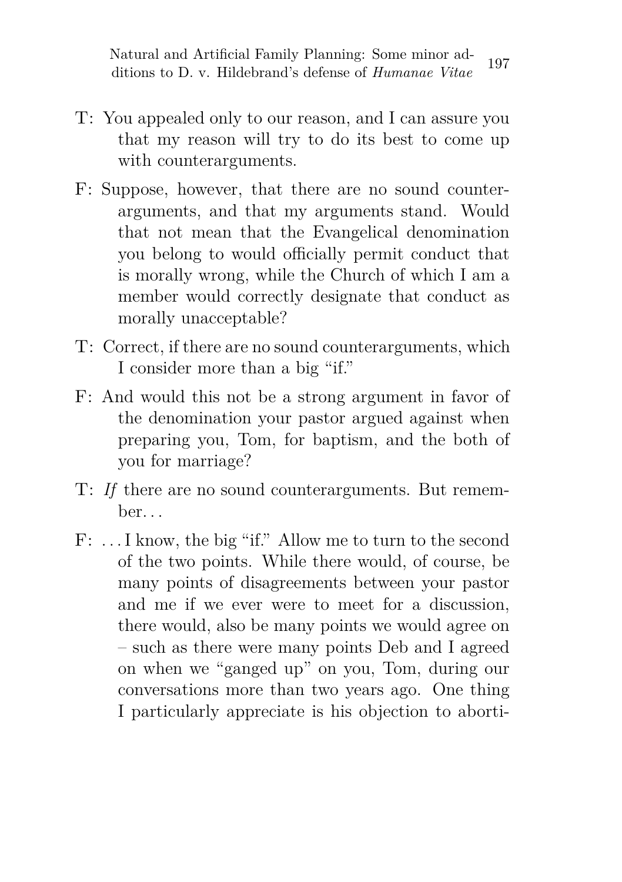T: You appealed only to our reason, and I can assure you that my reason will try to do its best to come up with counterarguments.

F: Suppose, however, that there are no sound counterarguments, and that my arguments stand. Would that not mean that the Evangelical denomination you belong to would officially permit conduct that is morally wrong, while the Church of which I am a member would correctly designate that conduct as morally unacceptable?

T: Correct, if there are no sound counterarguments, which I consider more than a big "if."

F: And would this not be a strong argument in favor of the denomination your pastor argued against when preparing you, Tom, for baptism, and the both of you for marriage?

T: *If* there are no sound counterarguments. But remember…

F: …I know, the big "if." Allow me to turn to the second of the two points. While there would, of course, be many points of disagreements between your pastor and me if we ever were to meet for a discussion, there would, also be many points we would agree on – such as there were many points Deb and I agreed on when we "ganged up" on you, Tom, during our conversations more than two years ago. One thing I particularly appreciate is his objection to aborti-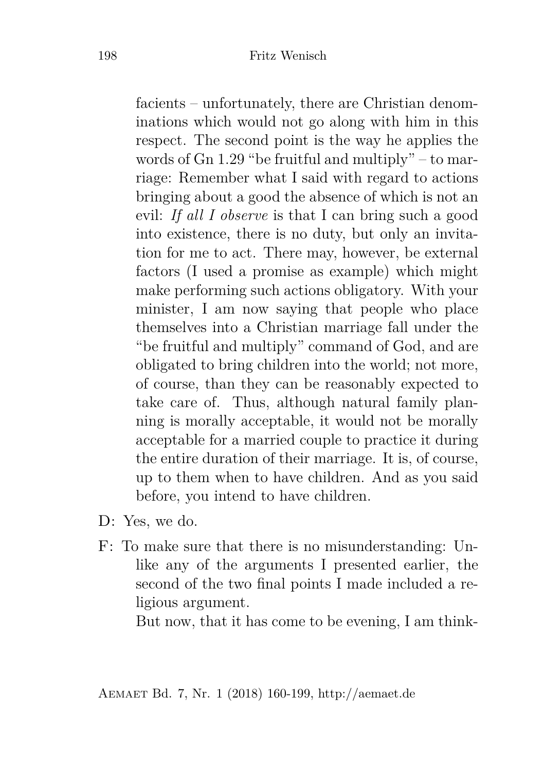facients – unfortunately, there are Christian denominations which would not go along with him in this respect. The second point is the way he applies the words of Gn 1.29 "be fruitful and multiply" – to marriage: Remember what I said with regard to actions bringing about a good the absence of which is not an evil: *If all I observe* is that I can bring such a good into existence, there is no duty, but only an invitation for me to act. There may, however, be external factors (I used a promise as example) which might make performing such actions obligatory. With your minister, I am now saying that people who place themselves into a Christian marriage fall under the "be fruitful and multiply" command of God, and are obligated to bring children into the world; not more, of course, than they can be reasonably expected to take care of. Thus, although natural family planning is morally acceptable, it would not be morally acceptable for a married couple to practice it during the entire duration of their marriage. It is, of course, up to them when to have children. And as you said before, you intend to have children.

D: Yes, we do.

F: To make sure that there is no misunderstanding: Unlike any of the arguments I presented earlier, the second of the two final points I made included a religious argument.

But now, that it has come to be evening, I am think-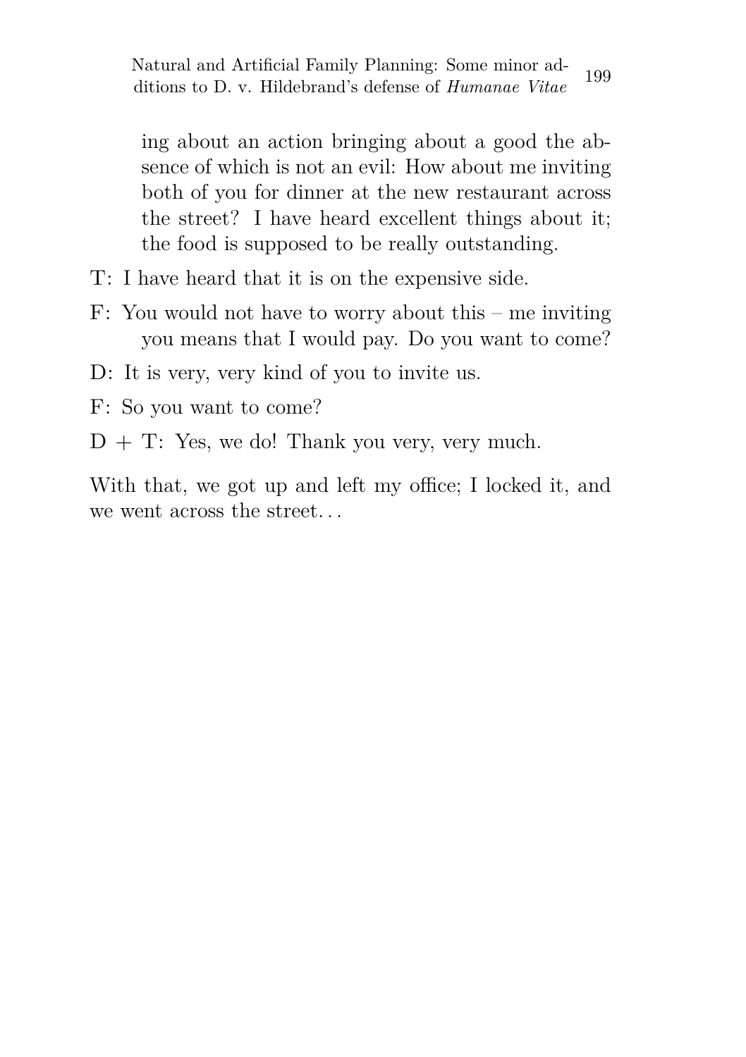ing about an action bringing about a good the absence of which is not an evil: How about me inviting both of you for dinner at the new restaurant across the street? I have heard excellent things about it; the food is supposed to be really outstanding.

T: I have heard that it is on the expensive side.

F: You would not have to worry about this – me inviting you means that I would pay. Do you want to come?

D: It is very, very kind of you to invite us.

F: So you want to come?

D + T: Yes, we do! Thank you very, very much.

With that, we got up and left my office; I locked it, and we went across the street…